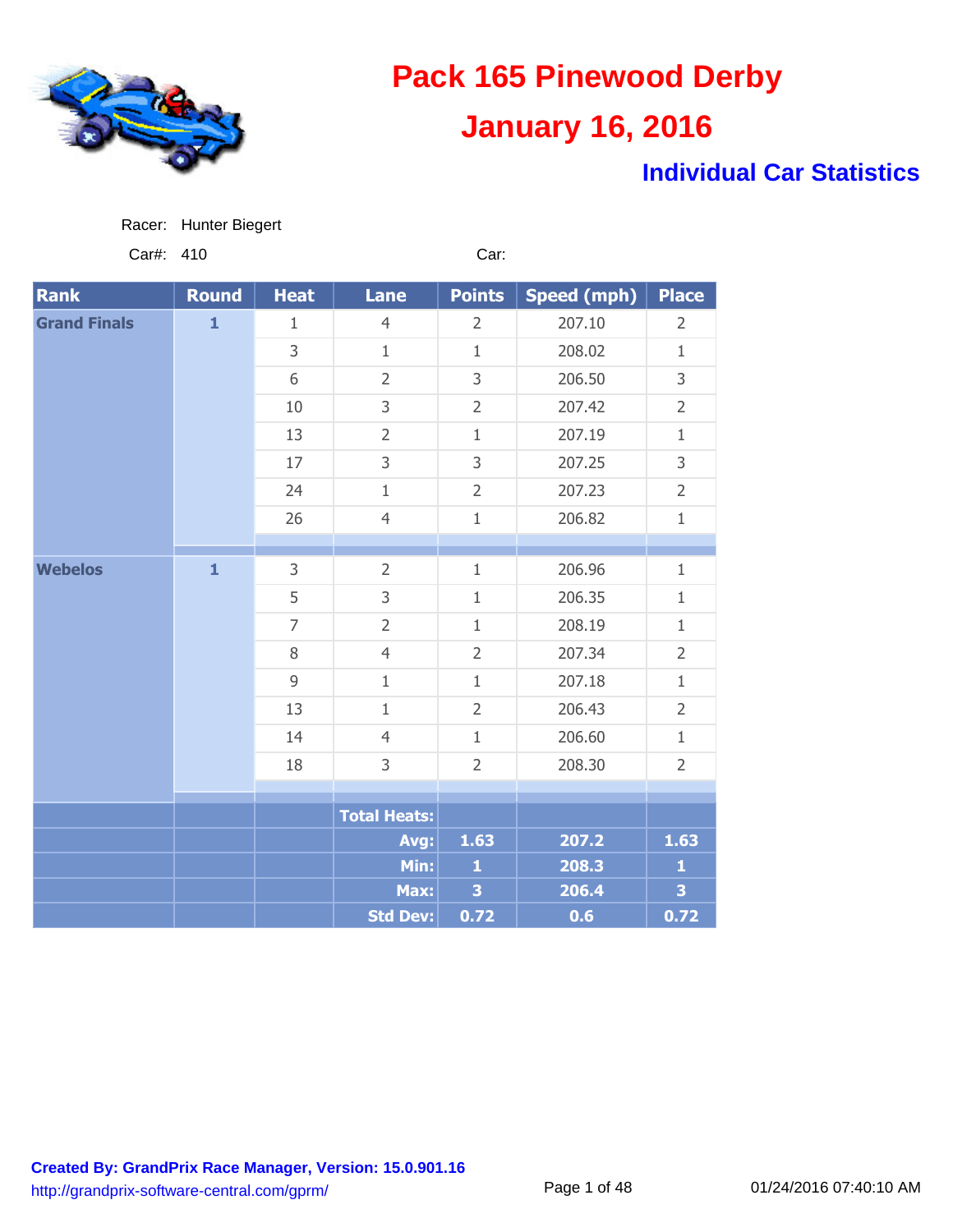# Pack 165 Pinewood Derby

## January 16, 2016

### Individual Car Statistics

Racer: Hunter Biegert

Car#: 410 Car:

| Rank | Round | Heat | Lane | Points | Speed (mph) | Place |
|---|---|---|---|---|---|---|
| **Grand Finals** | **1** | 1 | 4 | 2 | 207.10 | 2 |
| | | 3 | 1 | 1 | 208.02 | 1 |
| | | 6 | 2 | 3 | 206.50 | 3 |
| | | 10 | 3 | 2 | 207.42 | 2 |
| | | 13 | 2 | 1 | 207.19 | 1 |
| | | 17 | 3 | 3 | 207.25 | 3 |
| | | 24 | 1 | 2 | 207.23 | 2 |
| | | 26 | 4 | 1 | 206.82 | 1 |
| **Webelos** | **1** | 3 | 2 | 1 | 206.96 | 1 |
| | | 5 | 3 | 1 | 206.35 | 1 |
| | | 7 | 2 | 1 | 208.19 | 1 |
| | | 8 | 4 | 2 | 207.34 | 2 |
| | | 9 | 1 | 1 | 207.18 | 1 |
| | | 13 | 1 | 2 | 206.43 | 2 |
| | | 14 | 4 | 1 | 206.60 | 1 |
| | | 18 | 3 | 2 | 208.30 | 2 |
| | | | **Total Heats:** | | | |
| | | | **Avg:** | **1.63** | **207.2** | **1.63** |
| | | | **Min:** | **1** | **208.3** | **1** |
| | | | **Max:** | **3** | **206.4** | **3** |
| | | | **Std Dev:** | **0.72** | **0.6** | **0.72** |

**Created By: GrandPrix Race Manager, Version: 15.0.901.16**
http://grandprix-software-central.com/gprm/

01/24/2016 07:40:10 AM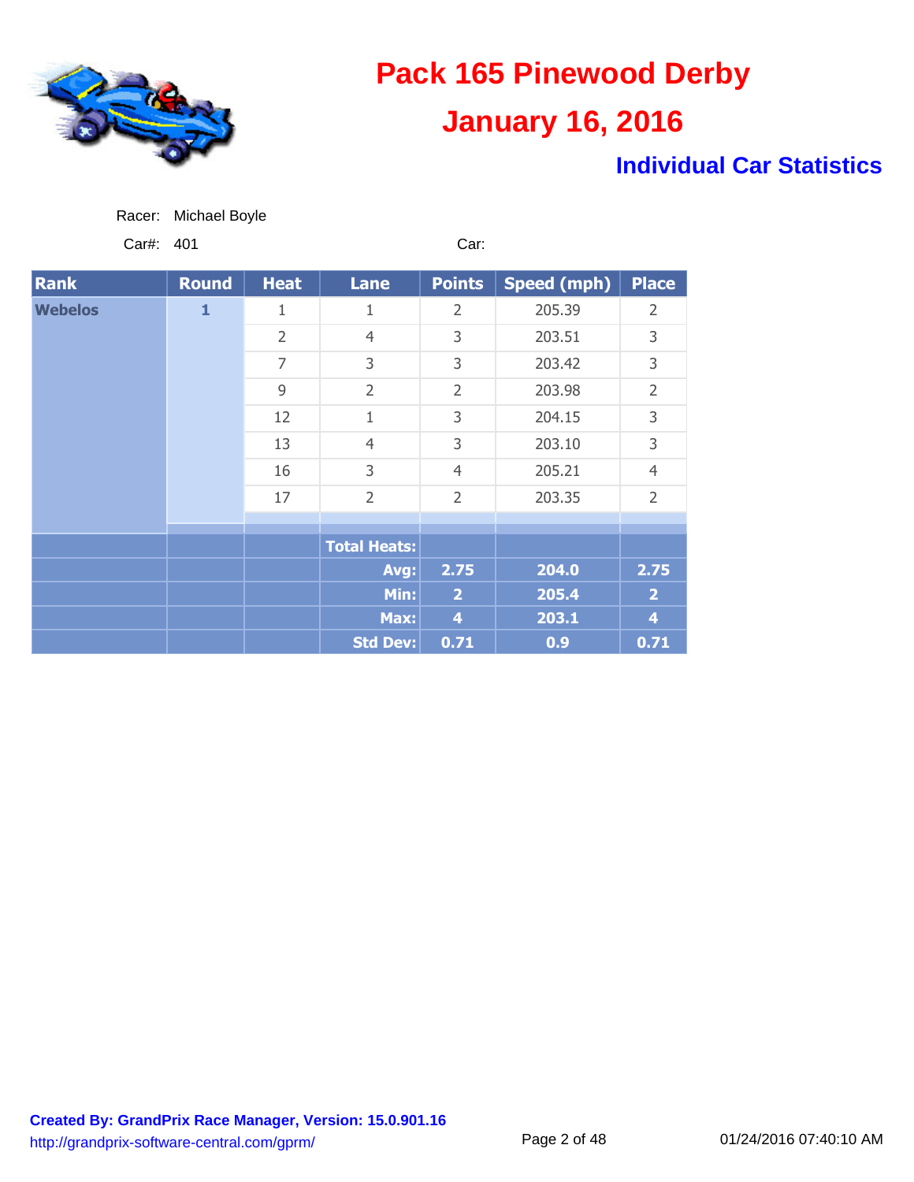# Pack 165 Pinewood Derby

## January 16, 2016

### Individual Car Statistics

Racer: Michael Boyle

Car#: 401 Car:

| Rank | Round | Heat | Lane | Points | Speed (mph) | Place |
|---|---|---|---|---|---|---|
| Webelos | 1 | 1 | 1 | 2 | 205.39 | 2 |
| | | 2 | 4 | 3 | 203.51 | 3 |
| | | 7 | 3 | 3 | 203.42 | 3 |
| | | 9 | 2 | 2 | 203.98 | 2 |
| | | 12 | 1 | 3 | 204.15 | 3 |
| | | 13 | 4 | 3 | 203.10 | 3 |
| | | 16 | 3 | 4 | 205.21 | 4 |
| | | 17 | 2 | 2 | 203.35 | 2 |
| | | | Total Heats: | | | |
| | | | Avg: | 2.75 | 204.0 | 2.75 |
| | | | Min: | 2 | 205.4 | 2 |
| | | | Max: | 4 | 203.1 | 4 |
| | | | Std Dev: | 0.71 | 0.9 | 0.71 |

**Created By: GrandPrix Race Manager, Version: 15.0.901.16**

http://grandprix-software-central.com/gprm/

01/24/2016 07:40:10 AM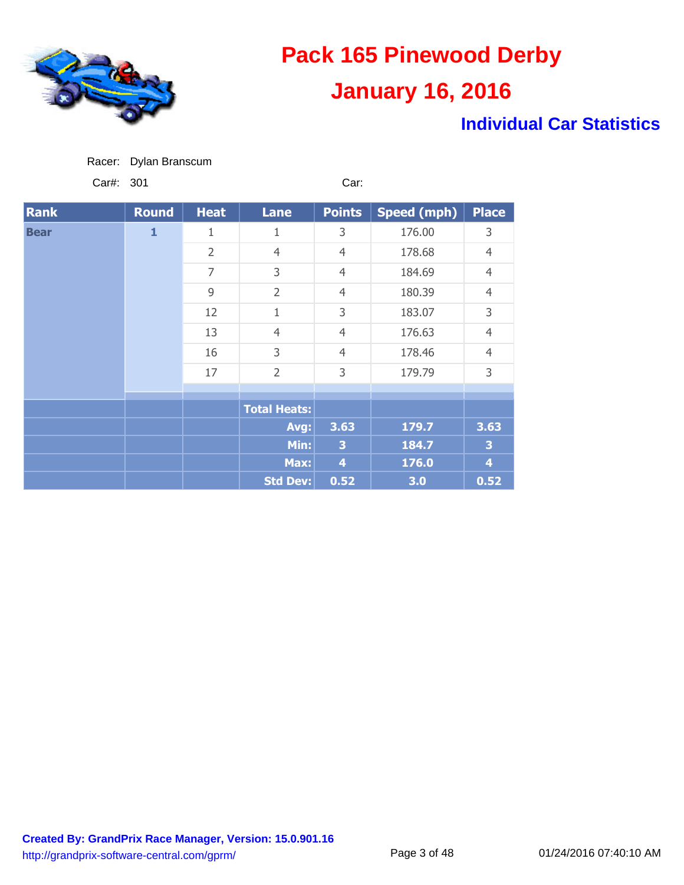# Pack 165 Pinewood Derby

## January 16, 2016

### Individual Car Statistics

Racer: Dylan Branscum

Car#: 301 Car:

| Rank | Round | Heat | Lane | Points | Speed (mph) | Place |
|---|---|---|---|---|---|---|
| Bear | 1 | 1 | 1 | 3 | 176.00 | 3 |
| | | 2 | 4 | 4 | 178.68 | 4 |
| | | 7 | 3 | 4 | 184.69 | 4 |
| | | 9 | 2 | 4 | 180.39 | 4 |
| | | 12 | 1 | 3 | 183.07 | 3 |
| | | 13 | 4 | 4 | 176.63 | 4 |
| | | 16 | 3 | 4 | 178.46 | 4 |
| | | 17 | 2 | 3 | 179.79 | 3 |
| | | | Total Heats: | | | |
| | | | Avg: | 3.63 | 179.7 | 3.63 |
| | | | Min: | 3 | 184.7 | 3 |
| | | | Max: | 4 | 176.0 | 4 |
| | | | Std Dev: | 0.52 | 3.0 | 0.52 |

**Created By: GrandPrix Race Manager, Version: 15.0.901.16**

http://grandprix-software-central.com/gprm/

01/24/2016 07:40:10 AM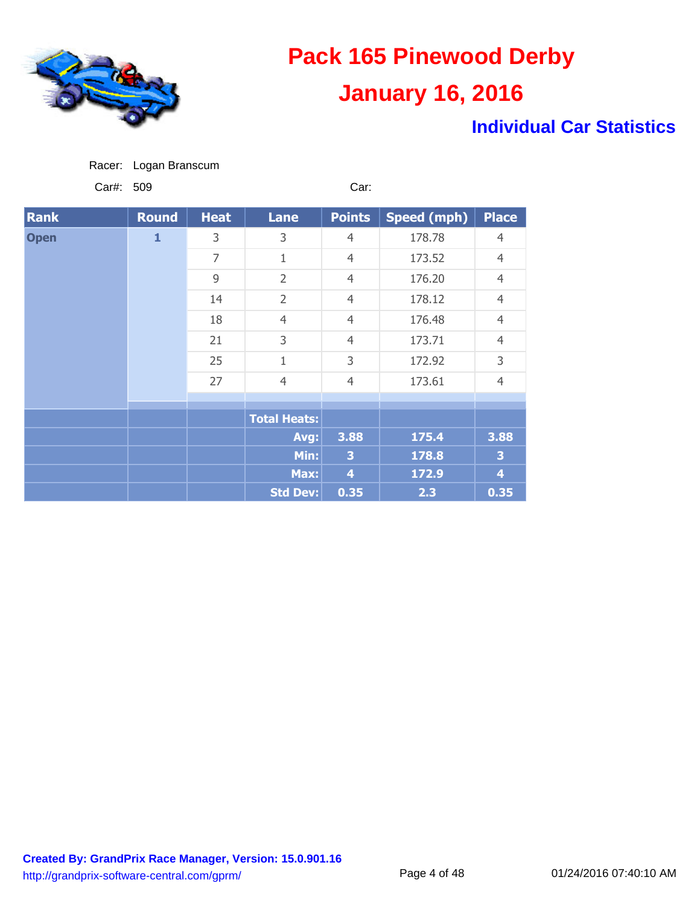# Pack 165 Pinewood Derby

## January 16, 2016

### Individual Car Statistics

Racer: Logan Branscum

Car#: 509

Car:

| Rank | Round | Heat | Lane | Points | Speed (mph) | Place |
|---|---|---|---|---|---|---|
| Open | 1 | 3 | 3 | 4 | 178.78 | 4 |
| | | 7 | 1 | 4 | 173.52 | 4 |
| | | 9 | 2 | 4 | 176.20 | 4 |
| | | 14 | 2 | 4 | 178.12 | 4 |
| | | 18 | 4 | 4 | 176.48 | 4 |
| | | 21 | 3 | 4 | 173.71 | 4 |
| | | 25 | 1 | 3 | 172.92 | 3 |
| | | 27 | 4 | 4 | 173.61 | 4 |
| | | | Total Heats: | | | |
| | | | Avg: | 3.88 | 175.4 | 3.88 |
| | | | Min: | 3 | 178.8 | 3 |
| | | | Max: | 4 | 172.9 | 4 |
| | | | Std Dev: | 0.35 | 2.3 | 0.35 |

**Created By: GrandPrix Race Manager, Version: 15.0.901.16**

http://grandprix-software-central.com/gprm/

01/24/2016 07:40:10 AM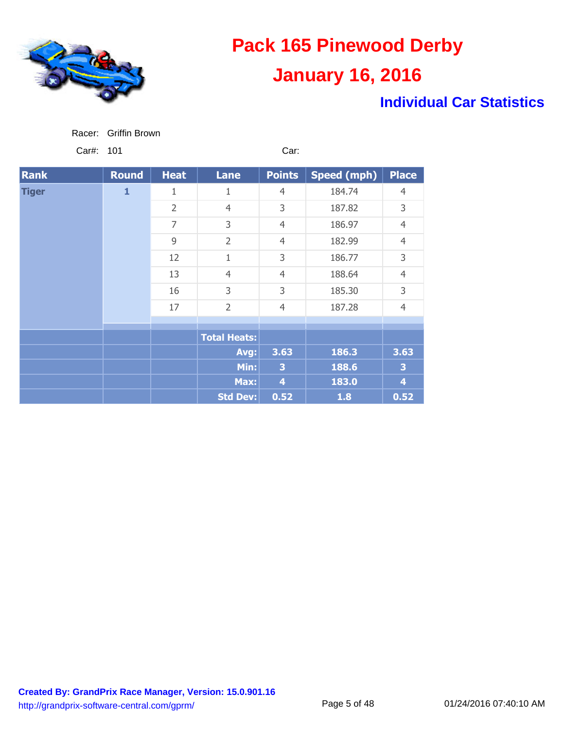# Pack 165 Pinewood Derby

## January 16, 2016

### Individual Car Statistics

Racer: Griffin Brown

Car#: 101 Car:

| Rank | Round | Heat | Lane | Points | Speed (mph) | Place |
|---|---|---|---|---|---|---|
| Tiger | 1 | 1 | 1 | 4 | 184.74 | 4 |
| | | 2 | 4 | 3 | 187.82 | 3 |
| | | 7 | 3 | 4 | 186.97 | 4 |
| | | 9 | 2 | 4 | 182.99 | 4 |
| | | 12 | 1 | 3 | 186.77 | 3 |
| | | 13 | 4 | 4 | 188.64 | 4 |
| | | 16 | 3 | 3 | 185.30 | 3 |
| | | 17 | 2 | 4 | 187.28 | 4 |
| | | | Total Heats: | | | |
| | | | Avg: | 3.63 | 186.3 | 3.63 |
| | | | Min: | 3 | 188.6 | 3 |
| | | | Max: | 4 | 183.0 | 4 |
| | | | Std Dev: | 0.52 | 1.8 | 0.52 |

Created By: GrandPrix Race Manager, Version: 15.0.901.16
http://grandprix-software-central.com/gprm/

01/24/2016 07:40:10 AM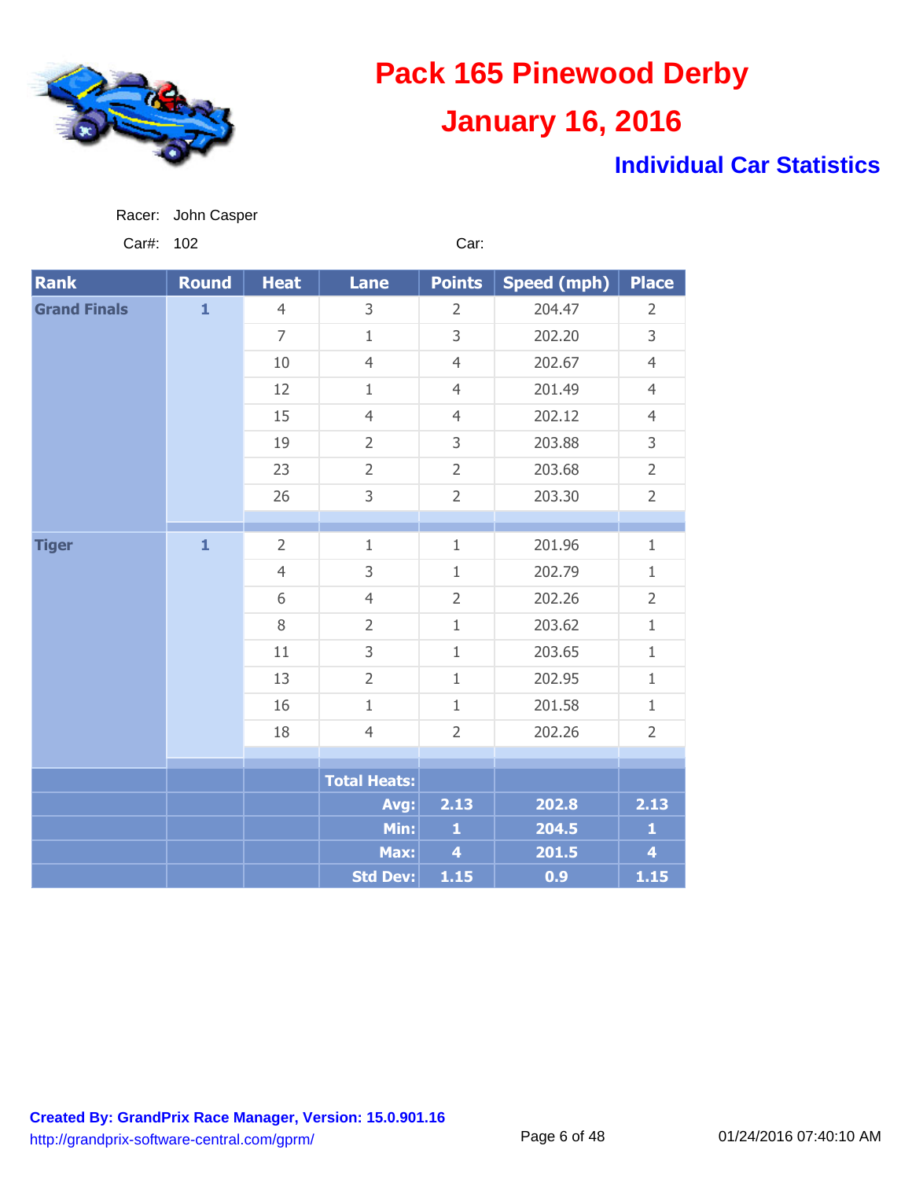# Pack 165 Pinewood Derby

## January 16, 2016

### Individual Car Statistics

Racer: John Casper

Car#: 102 Car:

| Rank | Round | Heat | Lane | Points | Speed (mph) | Place |
|---|---|---|---|---|---|---|
| Grand Finals | 1 | 4 | 3 | 2 | 204.47 | 2 |
| | | 7 | 1 | 3 | 202.20 | 3 |
| | | 10 | 4 | 4 | 202.67 | 4 |
| | | 12 | 1 | 4 | 201.49 | 4 |
| | | 15 | 4 | 4 | 202.12 | 4 |
| | | 19 | 2 | 3 | 203.88 | 3 |
| | | 23 | 2 | 2 | 203.68 | 2 |
| | | 26 | 3 | 2 | 203.30 | 2 |
| Tiger | 1 | 2 | 1 | 1 | 201.96 | 1 |
| | | 4 | 3 | 1 | 202.79 | 1 |
| | | 6 | 4 | 2 | 202.26 | 2 |
| | | 8 | 2 | 1 | 203.62 | 1 |
| | | 11 | 3 | 1 | 203.65 | 1 |
| | | 13 | 2 | 1 | 202.95 | 1 |
| | | 16 | 1 | 1 | 201.58 | 1 |
| | | 18 | 4 | 2 | 202.26 | 2 |
| | | | **Total Heats:** | | | |
| | | | **Avg:** | **2.13** | **202.8** | **2.13** |
| | | | **Min:** | **1** | **204.5** | **1** |
| | | | **Max:** | **4** | **201.5** | **4** |
| | | | **Std Dev:** | **1.15** | **0.9** | **1.15** |

**Created By: GrandPrix Race Manager, Version: 15.0.901.16**

http://grandprix-software-central.com/gprm/

01/24/2016 07:40:10 AM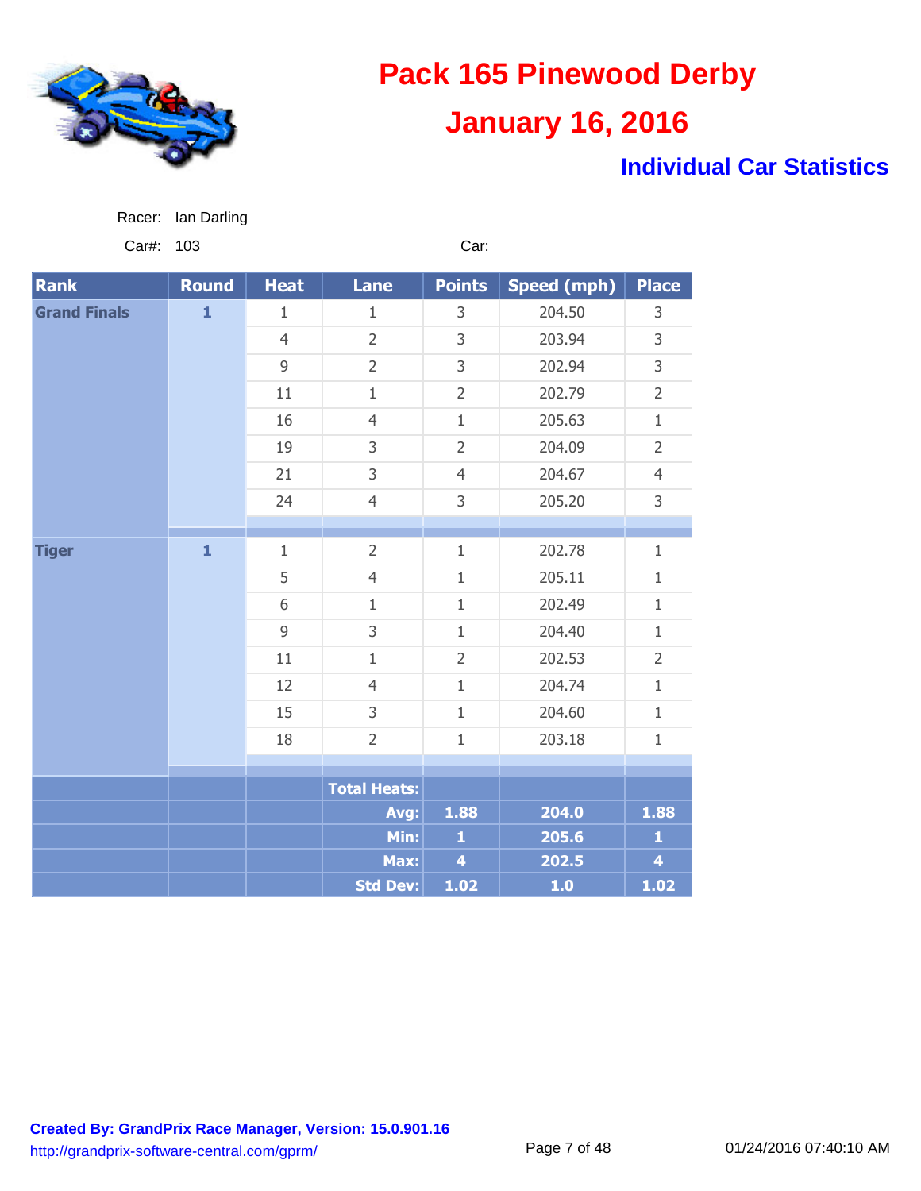# Pack 165 Pinewood Derby

## January 16, 2016

### Individual Car Statistics

Racer: Ian Darling

Car#: 103

Car:

| Rank | Round | Heat | Lane | Points | Speed (mph) | Place |
|---|---|---|---|---|---|---|
| Grand Finals | 1 | 1 | 1 | 3 | 204.50 | 3 |
| | | 4 | 2 | 3 | 203.94 | 3 |
| | | 9 | 2 | 3 | 202.94 | 3 |
| | | 11 | 1 | 2 | 202.79 | 2 |
| | | 16 | 4 | 1 | 205.63 | 1 |
| | | 19 | 3 | 2 | 204.09 | 2 |
| | | 21 | 3 | 4 | 204.67 | 4 |
| | | 24 | 4 | 3 | 205.20 | 3 |
| Tiger | 1 | 1 | 2 | 1 | 202.78 | 1 |
| | | 5 | 4 | 1 | 205.11 | 1 |
| | | 6 | 1 | 1 | 202.49 | 1 |
| | | 9 | 3 | 1 | 204.40 | 1 |
| | | 11 | 1 | 2 | 202.53 | 2 |
| | | 12 | 4 | 1 | 204.74 | 1 |
| | | 15 | 3 | 1 | 204.60 | 1 |
| | | 18 | 2 | 1 | 203.18 | 1 |
| | | | Total Heats: | | | |
| | | | Avg: | 1.88 | 204.0 | 1.88 |
| | | | Min: | 1 | 205.6 | 1 |
| | | | Max: | 4 | 202.5 | 4 |
| | | | Std Dev: | 1.02 | 1.0 | 1.02 |

**Created By: GrandPrix Race Manager, Version: 15.0.901.16**
http://grandprix-software-central.com/gprm/

01/24/2016 07:40:10 AM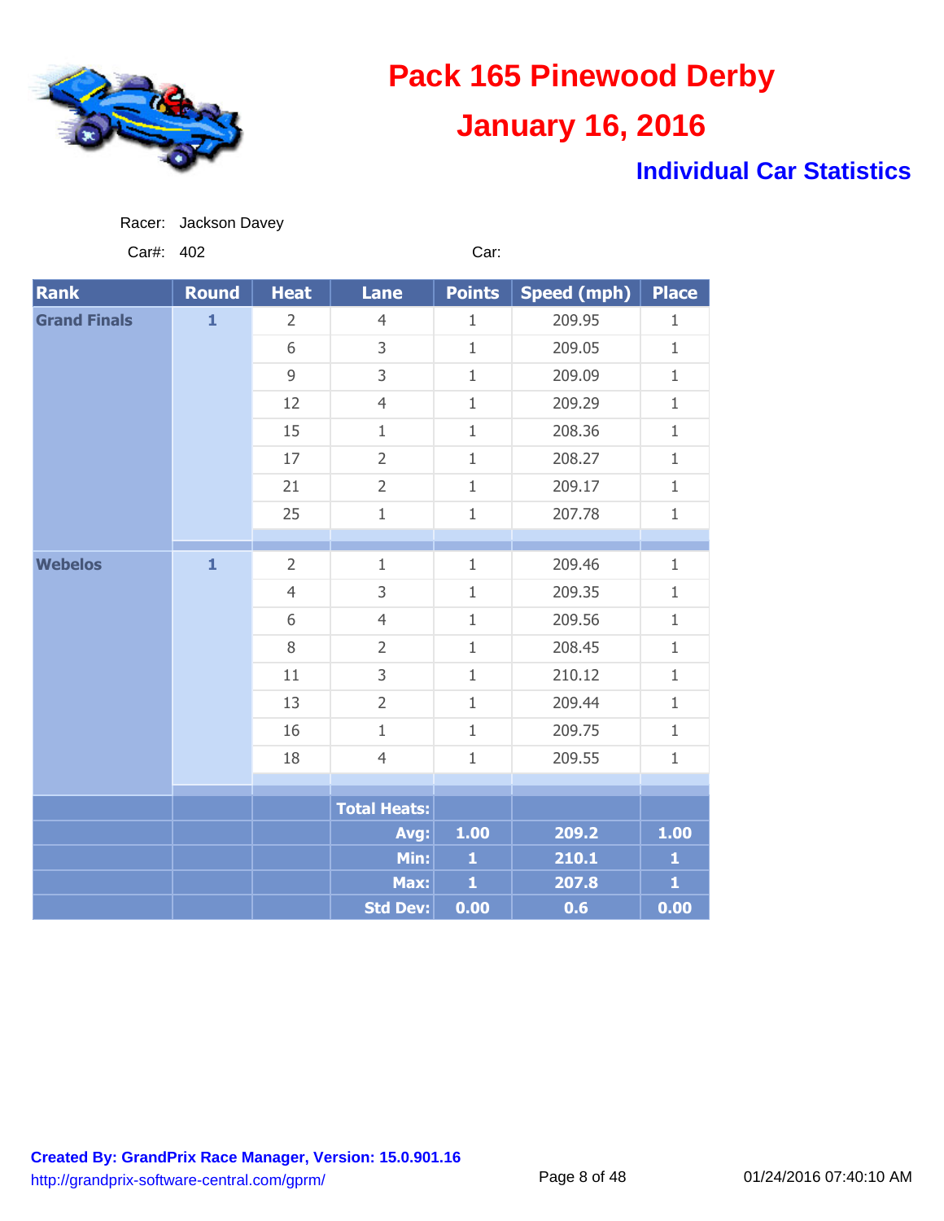# Pack 165 Pinewood Derby

# January 16, 2016

## Individual Car Statistics

Racer: Jackson Davey

Car#: 402 Car:

| Rank | Round | Heat | Lane | Points | Speed (mph) | Place |
|---|---|---|---|---|---|---|
| Grand Finals | 1 | 2 | 4 | 1 | 209.95 | 1 |
| | | 6 | 3 | 1 | 209.05 | 1 |
| | | 9 | 3 | 1 | 209.09 | 1 |
| | | 12 | 4 | 1 | 209.29 | 1 |
| | | 15 | 1 | 1 | 208.36 | 1 |
| | | 17 | 2 | 1 | 208.27 | 1 |
| | | 21 | 2 | 1 | 209.17 | 1 |
| | | 25 | 1 | 1 | 207.78 | 1 |
| Webelos | 1 | 2 | 1 | 1 | 209.46 | 1 |
| | | 4 | 3 | 1 | 209.35 | 1 |
| | | 6 | 4 | 1 | 209.56 | 1 |
| | | 8 | 2 | 1 | 208.45 | 1 |
| | | 11 | 3 | 1 | 210.12 | 1 |
| | | 13 | 2 | 1 | 209.44 | 1 |
| | | 16 | 1 | 1 | 209.75 | 1 |
| | | 18 | 4 | 1 | 209.55 | 1 |
| | | | Total Heats: | | | |
| | | | Avg: | 1.00 | 209.2 | 1.00 |
| | | | Min: | 1 | 210.1 | 1 |
| | | | Max: | 1 | 207.8 | 1 |
| | | | Std Dev: | 0.00 | 0.6 | 0.00 |

**Created By: GrandPrix Race Manager, Version: 15.0.901.16**

http://grandprix-software-central.com/gprm/

01/24/2016 07:40:10 AM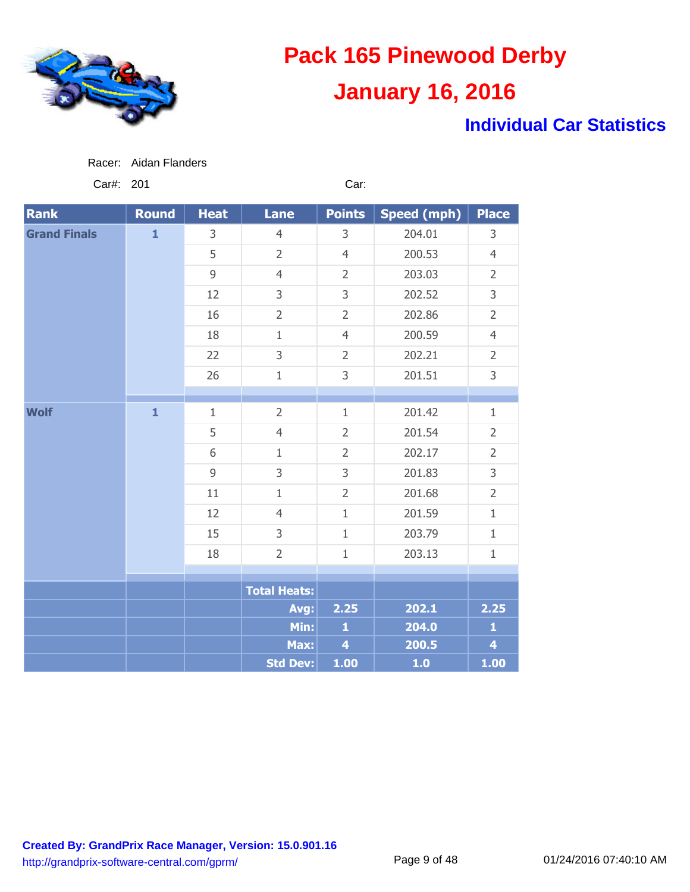# Pack 165 Pinewood Derby

## January 16, 2016

### Individual Car Statistics

Racer: Aidan Flanders

Car#: 201 Car:

| Rank | Round | Heat | Lane | Points | Speed (mph) | Place |
|---|---|---|---|---|---|---|
| Grand Finals | 1 | 3 | 4 | 3 | 204.01 | 3 |
| | | 5 | 2 | 4 | 200.53 | 4 |
| | | 9 | 4 | 2 | 203.03 | 2 |
| | | 12 | 3 | 3 | 202.52 | 3 |
| | | 16 | 2 | 2 | 202.86 | 2 |
| | | 18 | 1 | 4 | 200.59 | 4 |
| | | 22 | 3 | 2 | 202.21 | 2 |
| | | 26 | 1 | 3 | 201.51 | 3 |
| Wolf | 1 | 1 | 2 | 1 | 201.42 | 1 |
| | | 5 | 4 | 2 | 201.54 | 2 |
| | | 6 | 1 | 2 | 202.17 | 2 |
| | | 9 | 3 | 3 | 201.83 | 3 |
| | | 11 | 1 | 2 | 201.68 | 2 |
| | | 12 | 4 | 1 | 201.59 | 1 |
| | | 15 | 3 | 1 | 203.79 | 1 |
| | | 18 | 2 | 1 | 203.13 | 1 |
| | | | Total Heats: | | | |
| | | | Avg: | 2.25 | 202.1 | 2.25 |
| | | | Min: | 1 | 204.0 | 1 |
| | | | Max: | 4 | 200.5 | 4 |
| | | | Std Dev: | 1.00 | 1.0 | 1.00 |

**Created By: GrandPrix Race Manager, Version: 15.0.901.16**

http://grandprix-software-central.com/gprm/

01/24/2016 07:40:10 AM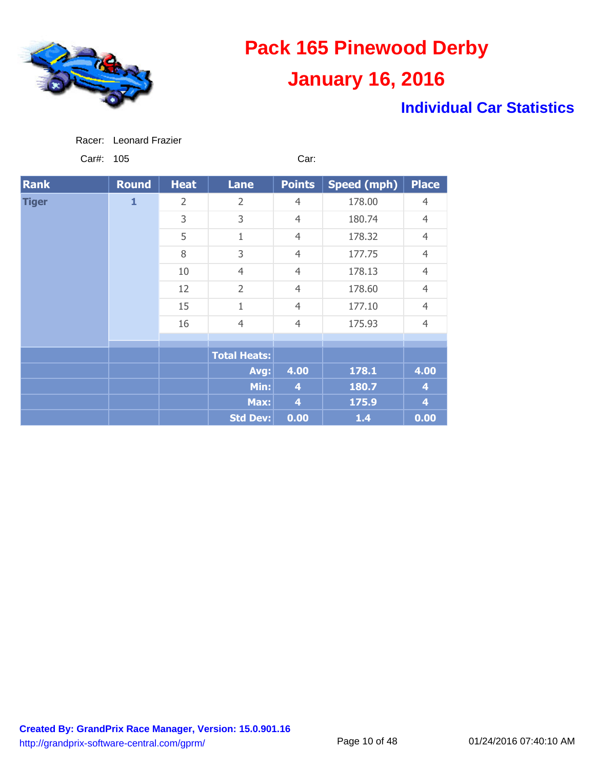# Pack 165 Pinewood Derby

## January 16, 2016

### Individual Car Statistics

Racer: Leonard Frazier

Car#: 105 Car:

| Rank | Round | Heat | Lane | Points | Speed (mph) | Place |
|---|---|---|---|---|---|---|
| Tiger | 1 | 2 | 2 | 4 | 178.00 | 4 |
| | | 3 | 3 | 4 | 180.74 | 4 |
| | | 5 | 1 | 4 | 178.32 | 4 |
| | | 8 | 3 | 4 | 177.75 | 4 |
| | | 10 | 4 | 4 | 178.13 | 4 |
| | | 12 | 2 | 4 | 178.60 | 4 |
| | | 15 | 1 | 4 | 177.10 | 4 |
| | | 16 | 4 | 4 | 175.93 | 4 |
| | | | **Total Heats:** | | | |
| | | | **Avg:** | **4.00** | **178.1** | **4.00** |
| | | | **Min:** | **4** | **180.7** | **4** |
| | | | **Max:** | **4** | **175.9** | **4** |
| | | | **Std Dev:** | **0.00** | **1.4** | **0.00** |

**Created By: GrandPrix Race Manager, Version: 15.0.901.16**
http://grandprix-software-central.com/gprm/

01/24/2016 07:40:10 AM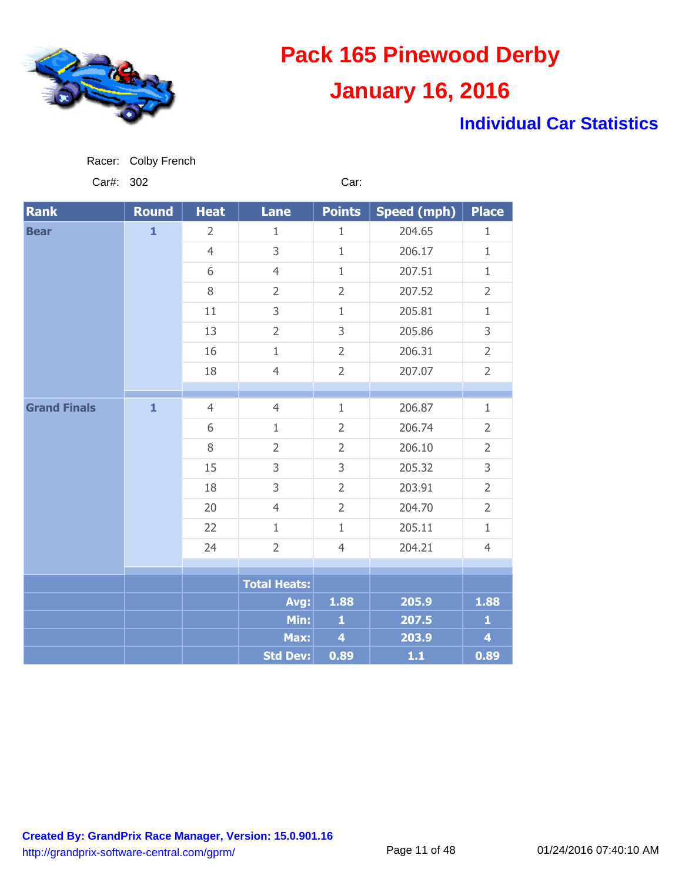# Pack 165 Pinewood Derby

## January 16, 2016

### Individual Car Statistics

Racer: Colby French

Car#: 302 Car:

| Rank | Round | Heat | Lane | Points | Speed (mph) | Place |
|---|---|---|---|---|---|---|
| Bear | 1 | 2 | 1 | 1 | 204.65 | 1 |
| | | 4 | 3 | 1 | 206.17 | 1 |
| | | 6 | 4 | 1 | 207.51 | 1 |
| | | 8 | 2 | 2 | 207.52 | 2 |
| | | 11 | 3 | 1 | 205.81 | 1 |
| | | 13 | 2 | 3 | 205.86 | 3 |
| | | 16 | 1 | 2 | 206.31 | 2 |
| | | 18 | 4 | 2 | 207.07 | 2 |
| Grand Finals | 1 | 4 | 4 | 1 | 206.87 | 1 |
| | | 6 | 1 | 2 | 206.74 | 2 |
| | | 8 | 2 | 2 | 206.10 | 2 |
| | | 15 | 3 | 3 | 205.32 | 3 |
| | | 18 | 3 | 2 | 203.91 | 2 |
| | | 20 | 4 | 2 | 204.70 | 2 |
| | | 22 | 1 | 1 | 205.11 | 1 |
| | | 24 | 2 | 4 | 204.21 | 4 |
| | | | Total Heats: | | | |
| | | | Avg: | 1.88 | 205.9 | 1.88 |
| | | | Min: | 1 | 207.5 | 1 |
| | | | Max: | 4 | 203.9 | 4 |
| | | | Std Dev: | 0.89 | 1.1 | 0.89 |

**Created By: GrandPrix Race Manager, Version: 15.0.901.16**
http://grandprix-software-central.com/gprm/

01/24/2016 07:40:10 AM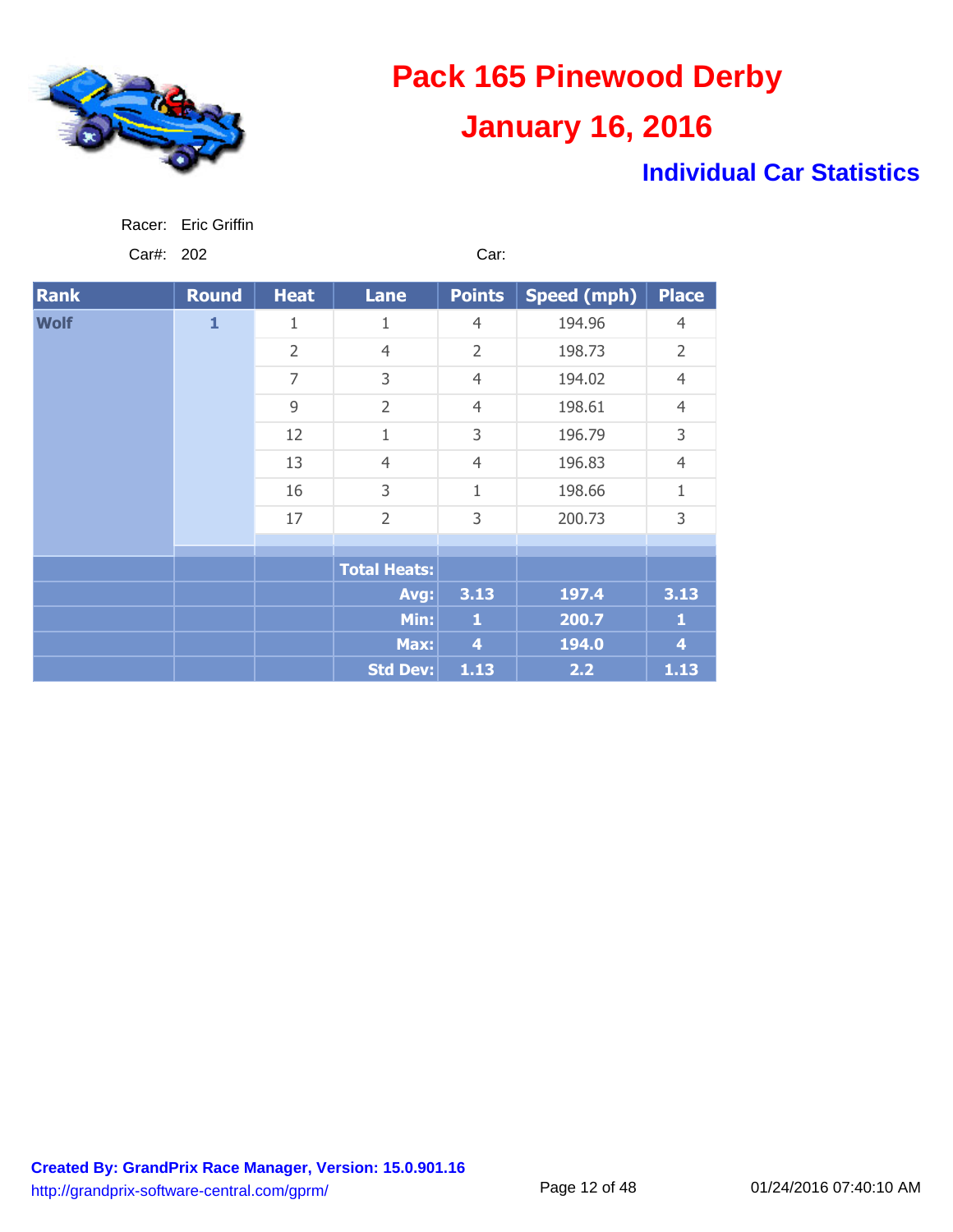# Pack 165 Pinewood Derby

## January 16, 2016

### Individual Car Statistics

Racer: Eric Griffin

Car#: 202 Car:

| Rank | Round | Heat | Lane | Points | Speed (mph) | Place |
|---|---|---|---|---|---|---|
| Wolf | 1 | 1 | 1 | 4 | 194.96 | 4 |
| | | 2 | 4 | 2 | 198.73 | 2 |
| | | 7 | 3 | 4 | 194.02 | 4 |
| | | 9 | 2 | 4 | 198.61 | 4 |
| | | 12 | 1 | 3 | 196.79 | 3 |
| | | 13 | 4 | 4 | 196.83 | 4 |
| | | 16 | 3 | 1 | 198.66 | 1 |
| | | 17 | 2 | 3 | 200.73 | 3 |
| | | | **Total Heats:** | | | |
| | | | **Avg:** | **3.13** | **197.4** | **3.13** |
| | | | **Min:** | **1** | **200.7** | **1** |
| | | | **Max:** | **4** | **194.0** | **4** |
| | | | **Std Dev:** | **1.13** | **2.2** | **1.13** |

**Created By: GrandPrix Race Manager, Version: 15.0.901.16**
http://grandprix-software-central.com/gprm/

01/24/2016 07:40:10 AM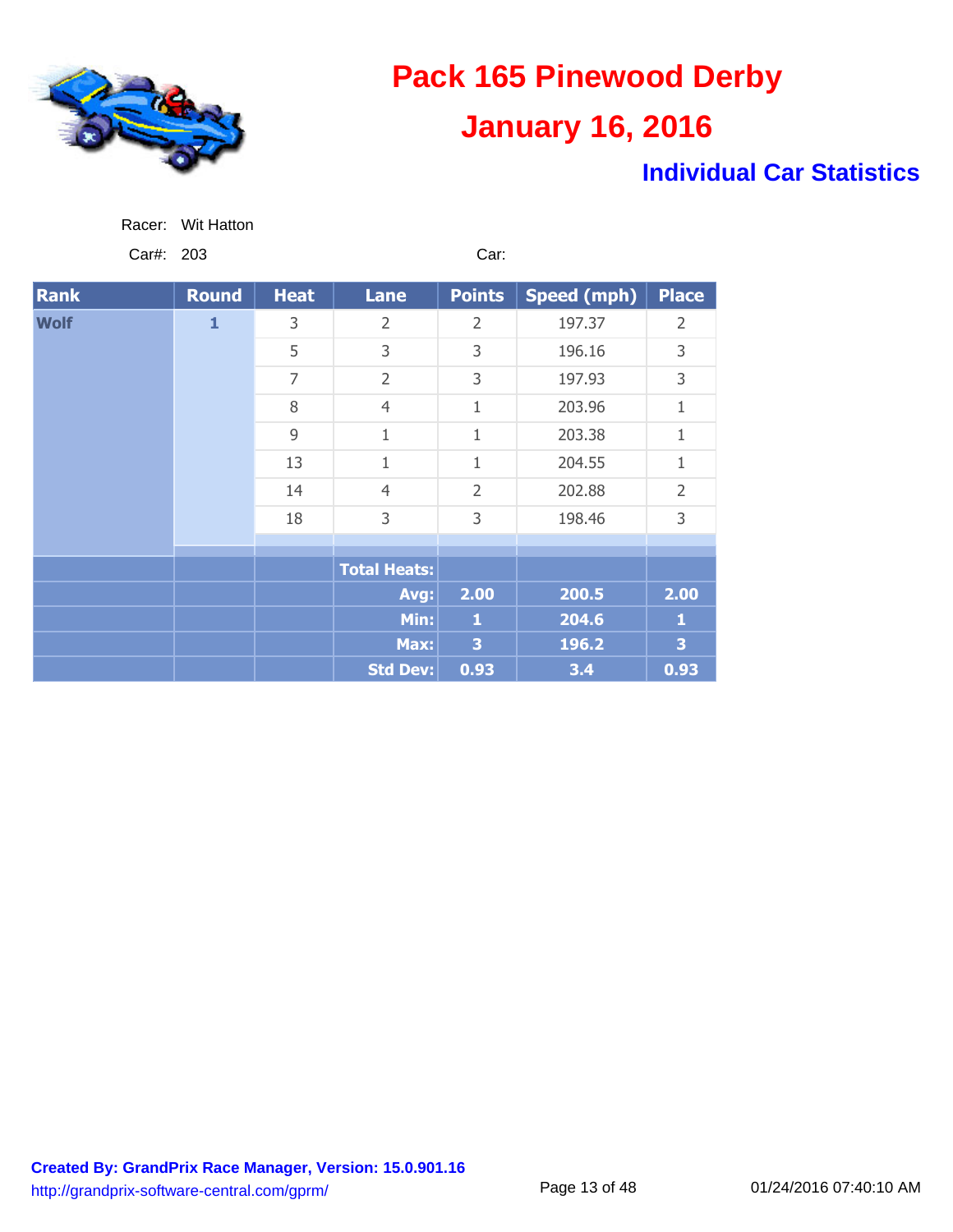# Pack 165 Pinewood Derby

## January 16, 2016

### Individual Car Statistics

Racer: Wit Hatton

Car#: 203 Car:

| Rank | Round | Heat | Lane | Points | Speed (mph) | Place |
|---|---|---|---|---|---|---|
| Wolf | 1 | 3 | 2 | 2 | 197.37 | 2 |
| | | 5 | 3 | 3 | 196.16 | 3 |
| | | 7 | 2 | 3 | 197.93 | 3 |
| | | 8 | 4 | 1 | 203.96 | 1 |
| | | 9 | 1 | 1 | 203.38 | 1 |
| | | 13 | 1 | 1 | 204.55 | 1 |
| | | 14 | 4 | 2 | 202.88 | 2 |
| | | 18 | 3 | 3 | 198.46 | 3 |
| | | | **Total Heats:** | | | |
| | | | **Avg:** | **2.00** | **200.5** | **2.00** |
| | | | **Min:** | **1** | **204.6** | **1** |
| | | | **Max:** | **3** | **196.2** | **3** |
| | | | **Std Dev:** | **0.93** | **3.4** | **0.93** |

**Created By: GrandPrix Race Manager, Version: 15.0.901.16**
http://grandprix-software-central.com/gprm/

01/24/2016 07:40:10 AM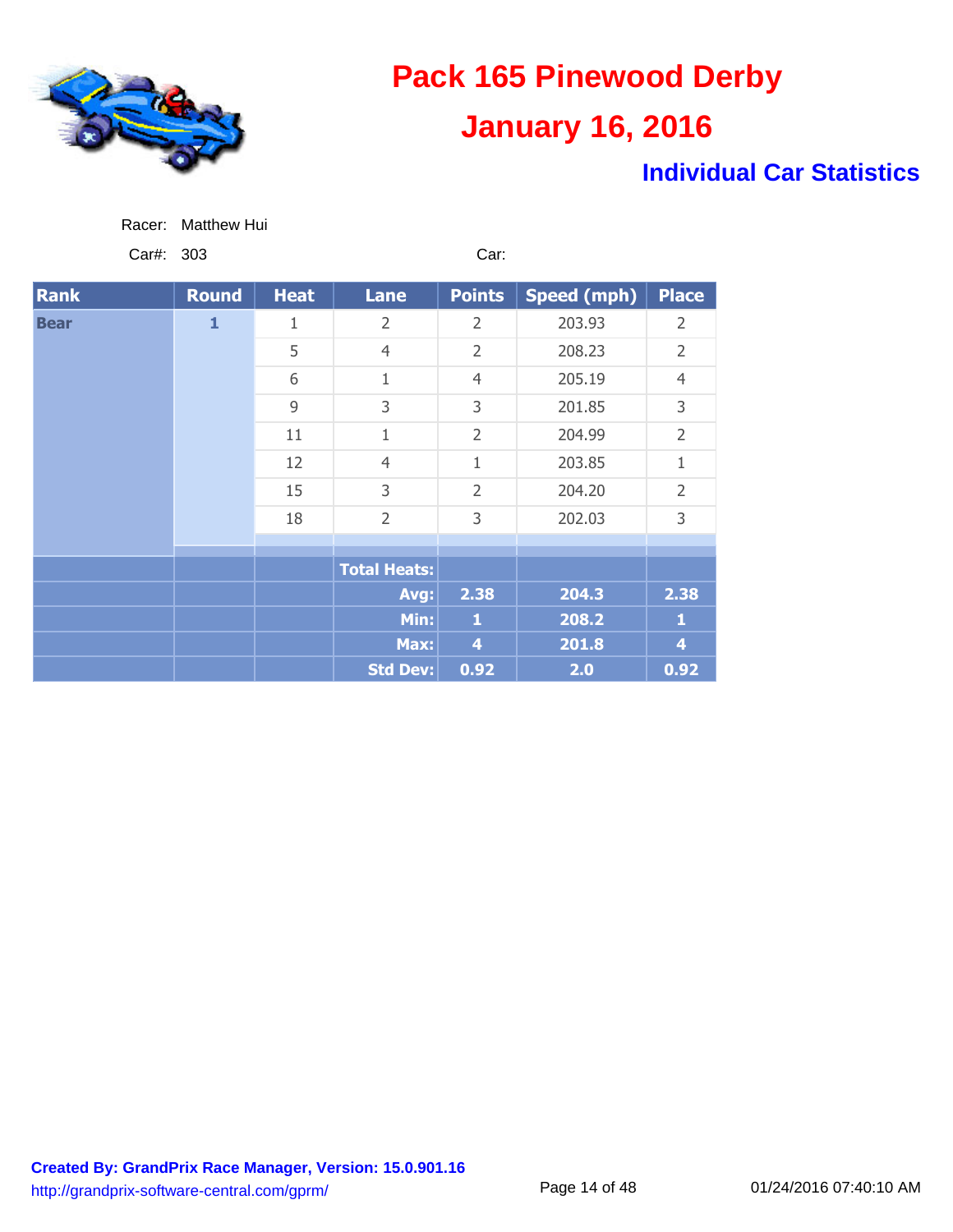# Pack 165 Pinewood Derby

## January 16, 2016

### Individual Car Statistics

Racer: Matthew Hui

Car#: 303 Car:

| Rank | Round | Heat | Lane | Points | Speed (mph) | Place |
|---|---|---|---|---|---|---|
| Bear | 1 | 1 | 2 | 2 | 203.93 | 2 |
| | | 5 | 4 | 2 | 208.23 | 2 |
| | | 6 | 1 | 4 | 205.19 | 4 |
| | | 9 | 3 | 3 | 201.85 | 3 |
| | | 11 | 1 | 2 | 204.99 | 2 |
| | | 12 | 4 | 1 | 203.85 | 1 |
| | | 15 | 3 | 2 | 204.20 | 2 |
| | | 18 | 2 | 3 | 202.03 | 3 |
| | | | Total Heats: | | | |
| | | | Avg: | 2.38 | 204.3 | 2.38 |
| | | | Min: | 1 | 208.2 | 1 |
| | | | Max: | 4 | 201.8 | 4 |
| | | | Std Dev: | 0.92 | 2.0 | 0.92 |

**Created By: GrandPrix Race Manager, Version: 15.0.901.16**
http://grandprix-software-central.com/gprm/

01/24/2016 07:40:10 AM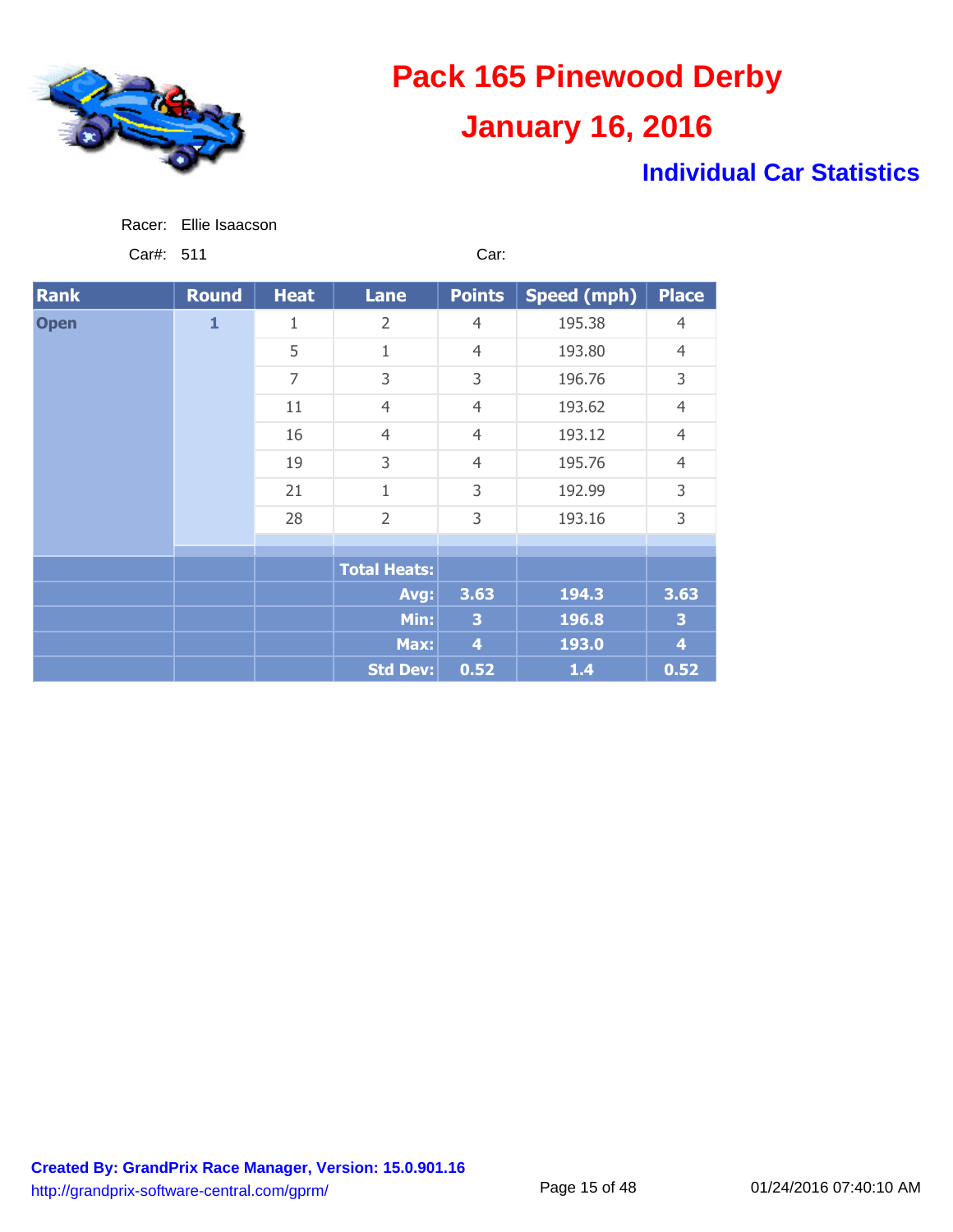# Pack 165 Pinewood Derby

## January 16, 2016

### Individual Car Statistics

Racer: Ellie Isaacson

Car#: 511 Car:

| Rank | Round | Heat | Lane | Points | Speed (mph) | Place |
|---|---|---|---|---|---|---|
| Open | 1 | 1 | 2 | 4 | 195.38 | 4 |
| | | 5 | 1 | 4 | 193.80 | 4 |
| | | 7 | 3 | 3 | 196.76 | 3 |
| | | 11 | 4 | 4 | 193.62 | 4 |
| | | 16 | 4 | 4 | 193.12 | 4 |
| | | 19 | 3 | 4 | 195.76 | 4 |
| | | 21 | 1 | 3 | 192.99 | 3 |
| | | 28 | 2 | 3 | 193.16 | 3 |
| | | | **Total Heats:** | | | |
| | | | **Avg:** | **3.63** | **194.3** | **3.63** |
| | | | **Min:** | **3** | **196.8** | **3** |
| | | | **Max:** | **4** | **193.0** | **4** |
| | | | **Std Dev:** | **0.52** | **1.4** | **0.52** |

**Created By: GrandPrix Race Manager, Version: 15.0.901.16**
http://grandprix-software-central.com/gprm/

01/24/2016 07:40:10 AM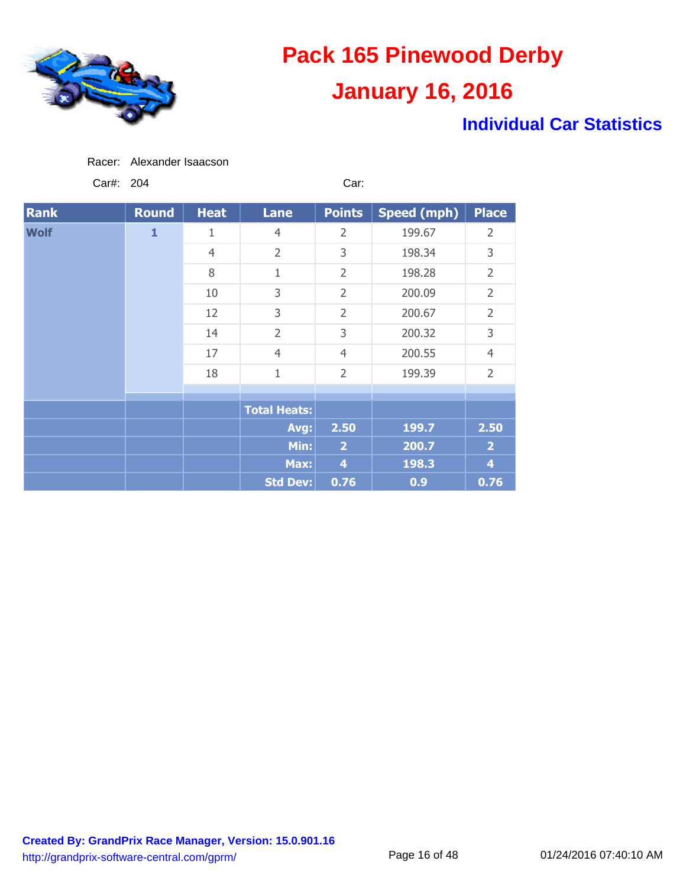# Pack 165 Pinewood Derby

## January 16, 2016

### Individual Car Statistics

Racer: Alexander Isaacson

Car#: 204 Car:

| Rank | Round | Heat | Lane | Points | Speed (mph) | Place |
|---|---|---|---|---|---|---|
| Wolf | 1 | 1 | 4 | 2 | 199.67 | 2 |
| | | 4 | 2 | 3 | 198.34 | 3 |
| | | 8 | 1 | 2 | 198.28 | 2 |
| | | 10 | 3 | 2 | 200.09 | 2 |
| | | 12 | 3 | 2 | 200.67 | 2 |
| | | 14 | 2 | 3 | 200.32 | 3 |
| | | 17 | 4 | 4 | 200.55 | 4 |
| | | 18 | 1 | 2 | 199.39 | 2 |
| | | | Total Heats: | | | |
| | | | Avg: | 2.50 | 199.7 | 2.50 |
| | | | Min: | 2 | 200.7 | 2 |
| | | | Max: | 4 | 198.3 | 4 |
| | | | Std Dev: | 0.76 | 0.9 | 0.76 |

**Created By: GrandPrix Race Manager, Version: 15.0.901.16**
http://grandprix-software-central.com/gprm/

01/24/2016 07:40:10 AM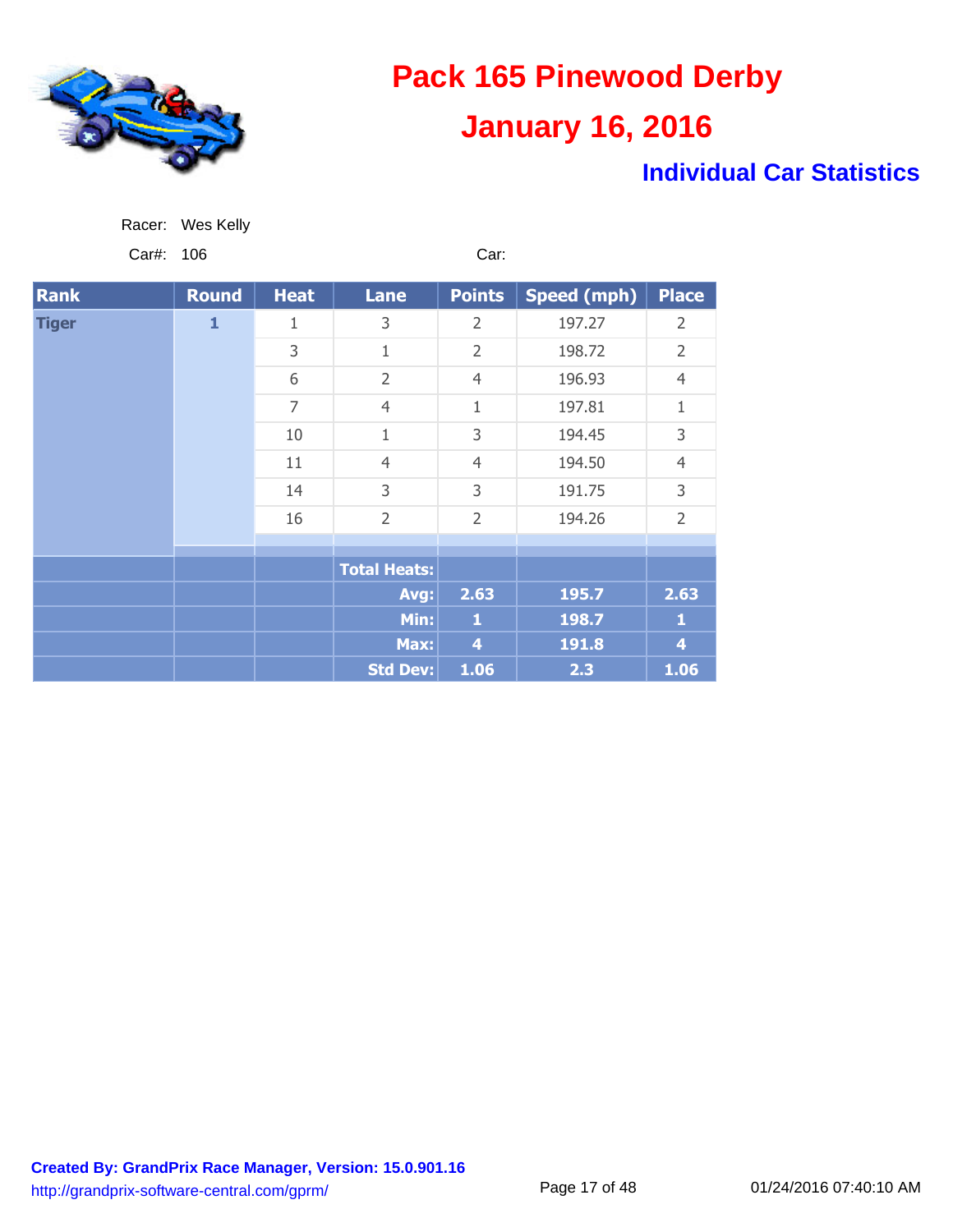# Pack 165 Pinewood Derby

## January 16, 2016

### Individual Car Statistics

Racer: Wes Kelly

Car#: 106

Car:

| Rank | Round | Heat | Lane | Points | Speed (mph) | Place |
|---|---|---|---|---|---|---|
| Tiger | 1 | 1 | 3 | 2 | 197.27 | 2 |
| | | 3 | 1 | 2 | 198.72 | 2 |
| | | 6 | 2 | 4 | 196.93 | 4 |
| | | 7 | 4 | 1 | 197.81 | 1 |
| | | 10 | 1 | 3 | 194.45 | 3 |
| | | 11 | 4 | 4 | 194.50 | 4 |
| | | 14 | 3 | 3 | 191.75 | 3 |
| | | 16 | 2 | 2 | 194.26 | 2 |
| | | | Total Heats: | | | |
| | | | Avg: | 2.63 | 195.7 | 2.63 |
| | | | Min: | 1 | 198.7 | 1 |
| | | | Max: | 4 | 191.8 | 4 |
| | | | Std Dev: | 1.06 | 2.3 | 1.06 |

**Created By: GrandPrix Race Manager, Version: 15.0.901.16**
http://grandprix-software-central.com/gprm/

01/24/2016 07:40:10 AM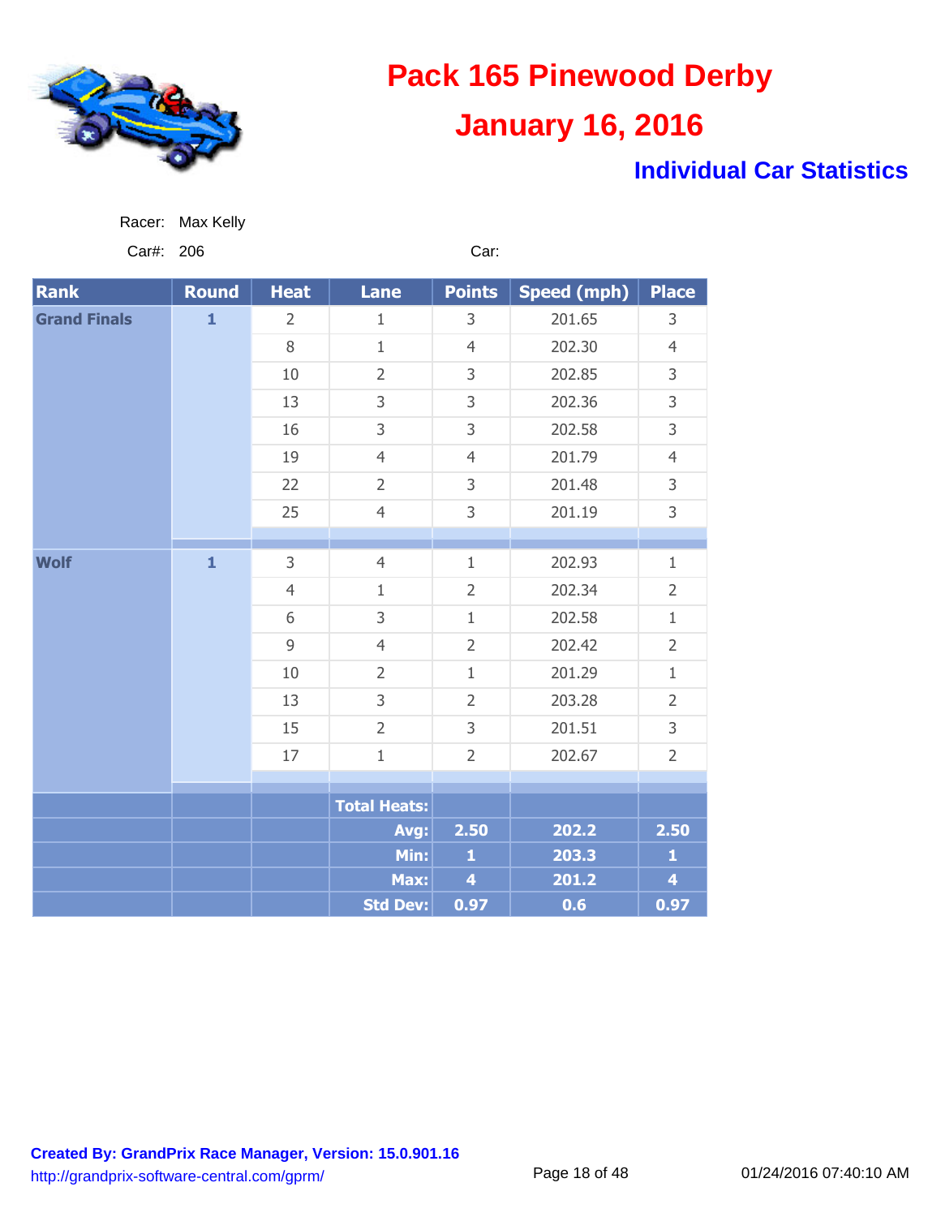# Pack 165 Pinewood Derby

## January 16, 2016

### Individual Car Statistics

Racer: Max Kelly

Car#: 206 Car:

| Rank | Round | Heat | Lane | Points | Speed (mph) | Place |
|---|---|---|---|---|---|---|
| Grand Finals | 1 | 2 | 1 | 3 | 201.65 | 3 |
| | | 8 | 1 | 4 | 202.30 | 4 |
| | | 10 | 2 | 3 | 202.85 | 3 |
| | | 13 | 3 | 3 | 202.36 | 3 |
| | | 16 | 3 | 3 | 202.58 | 3 |
| | | 19 | 4 | 4 | 201.79 | 4 |
| | | 22 | 2 | 3 | 201.48 | 3 |
| | | 25 | 4 | 3 | 201.19 | 3 |
| Wolf | 1 | 3 | 4 | 1 | 202.93 | 1 |
| | | 4 | 1 | 2 | 202.34 | 2 |
| | | 6 | 3 | 1 | 202.58 | 1 |
| | | 9 | 4 | 2 | 202.42 | 2 |
| | | 10 | 2 | 1 | 201.29 | 1 |
| | | 13 | 3 | 2 | 203.28 | 2 |
| | | 15 | 2 | 3 | 201.51 | 3 |
| | | 17 | 1 | 2 | 202.67 | 2 |
| | | | Total Heats: | | | |
| | | | Avg: | 2.50 | 202.2 | 2.50 |
| | | | Min: | 1 | 203.3 | 1 |
| | | | Max: | 4 | 201.2 | 4 |
| | | | Std Dev: | 0.97 | 0.6 | 0.97 |

**Created By: GrandPrix Race Manager, Version: 15.0.901.16**

http://grandprix-software-central.com/gprm/

01/24/2016 07:40:10 AM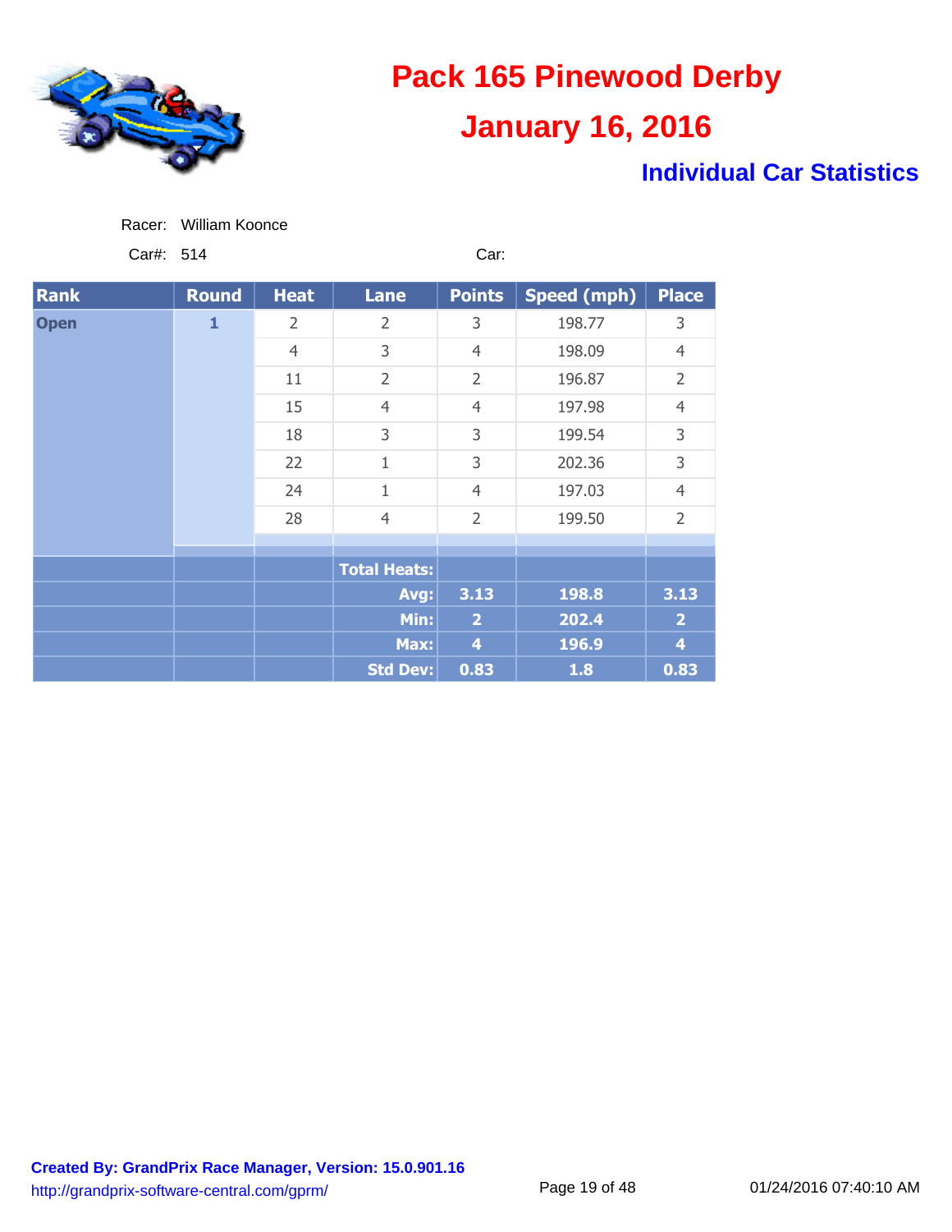# Pack 165 Pinewood Derby

## January 16, 2016

### Individual Car Statistics

Racer: William Koonce

Car#: 514 Car:

| Rank | Round | Heat | Lane | Points | Speed (mph) | Place |
|---|---|---|---|---|---|---|
| Open | 1 | 2 | 2 | 3 | 198.77 | 3 |
| | | 4 | 3 | 4 | 198.09 | 4 |
| | | 11 | 2 | 2 | 196.87 | 2 |
| | | 15 | 4 | 4 | 197.98 | 4 |
| | | 18 | 3 | 3 | 199.54 | 3 |
| | | 22 | 1 | 3 | 202.36 | 3 |
| | | 24 | 1 | 4 | 197.03 | 4 |
| | | 28 | 4 | 2 | 199.50 | 2 |
| | | | Total Heats: | | | |
| | | | Avg: | 3.13 | 198.8 | 3.13 |
| | | | Min: | 2 | 202.4 | 2 |
| | | | Max: | 4 | 196.9 | 4 |
| | | | Std Dev: | 0.83 | 1.8 | 0.83 |

**Created By: GrandPrix Race Manager, Version: 15.0.901.16**
http://grandprix-software-central.com/gprm/

01/24/2016 07:40:10 AM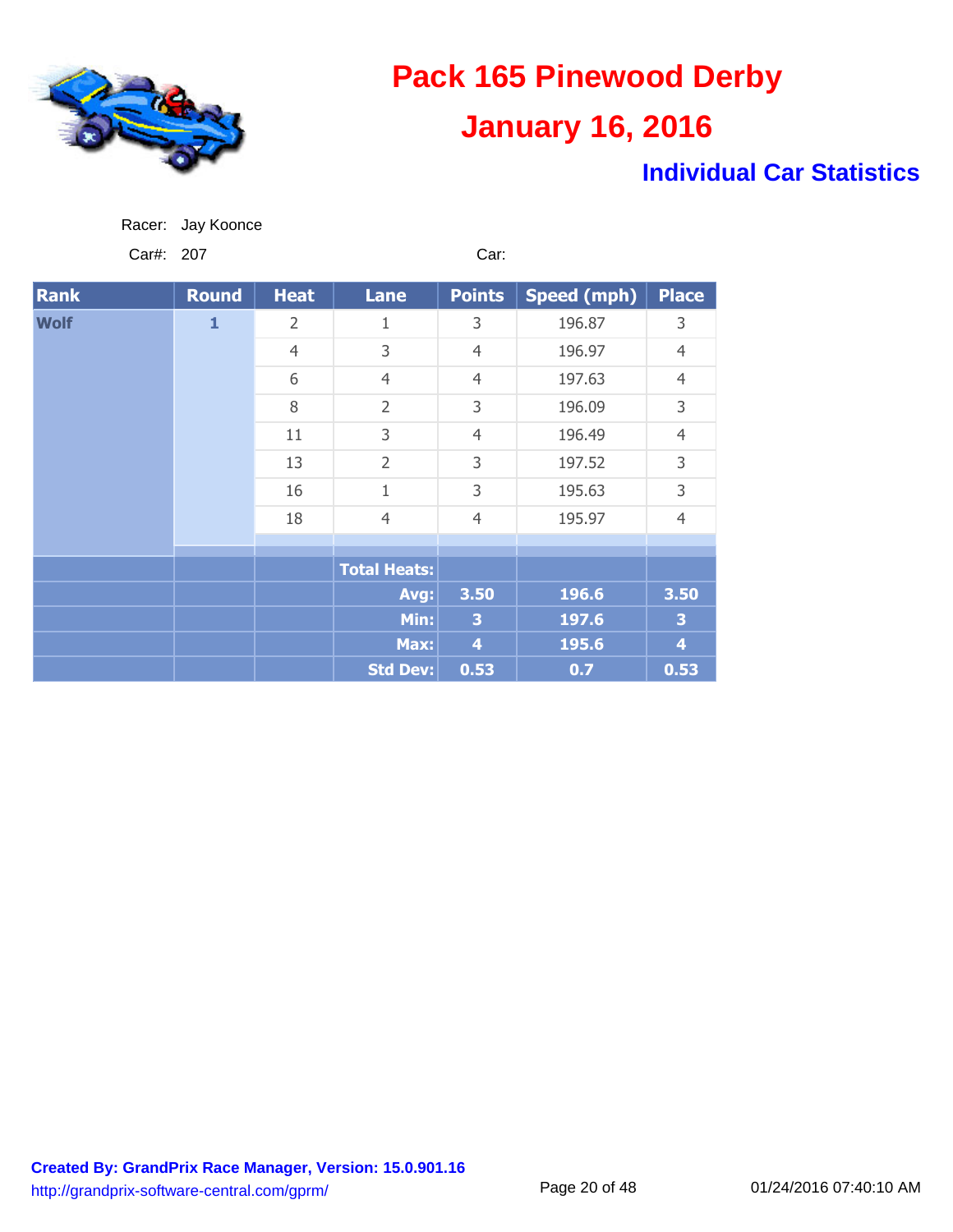# Pack 165 Pinewood Derby

## January 16, 2016

### Individual Car Statistics

Racer: Jay Koonce

Car#: 207 Car:

| Rank | Round | Heat | Lane | Points | Speed (mph) | Place |
|---|---|---|---|---|---|---|
| Wolf | 1 | 2 | 1 | 3 | 196.87 | 3 |
| | | 4 | 3 | 4 | 196.97 | 4 |
| | | 6 | 4 | 4 | 197.63 | 4 |
| | | 8 | 2 | 3 | 196.09 | 3 |
| | | 11 | 3 | 4 | 196.49 | 4 |
| | | 13 | 2 | 3 | 197.52 | 3 |
| | | 16 | 1 | 3 | 195.63 | 3 |
| | | 18 | 4 | 4 | 195.97 | 4 |
| | | | Total Heats: | | | |
| | | | Avg: | 3.50 | 196.6 | 3.50 |
| | | | Min: | 3 | 197.6 | 3 |
| | | | Max: | 4 | 195.6 | 4 |
| | | | Std Dev: | 0.53 | 0.7 | 0.53 |

**Created By: GrandPrix Race Manager, Version: 15.0.901.16**
http://grandprix-software-central.com/gprm/

01/24/2016 07:40:10 AM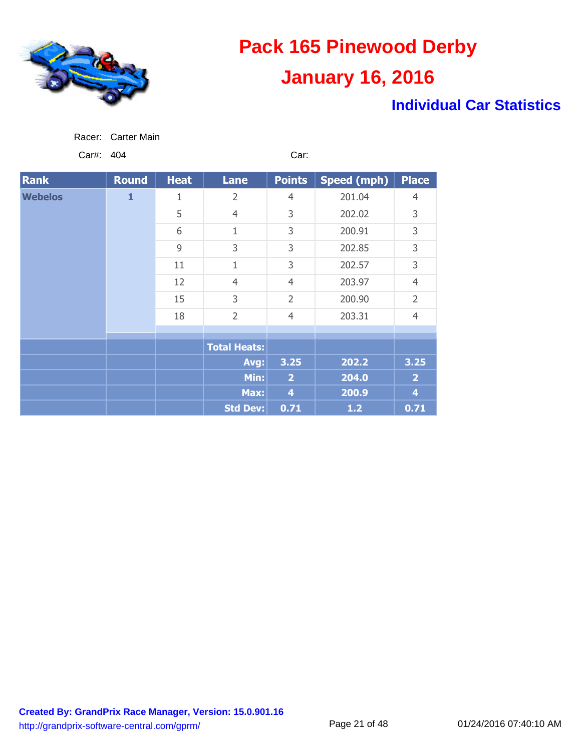# Pack 165 Pinewood Derby

## January 16, 2016

### Individual Car Statistics

Racer: Carter Main

Car#: 404

Car:

| Rank | Round | Heat | Lane | Points | Speed (mph) | Place |
|---|---|---|---|---|---|---|
| Webelos | 1 | 1 | 2 | 4 | 201.04 | 4 |
| | | 5 | 4 | 3 | 202.02 | 3 |
| | | 6 | 1 | 3 | 200.91 | 3 |
| | | 9 | 3 | 3 | 202.85 | 3 |
| | | 11 | 1 | 3 | 202.57 | 3 |
| | | 12 | 4 | 4 | 203.97 | 4 |
| | | 15 | 3 | 2 | 200.90 | 2 |
| | | 18 | 2 | 4 | 203.31 | 4 |
| | | | Total Heats: | | | |
| | | | Avg: | 3.25 | 202.2 | 3.25 |
| | | | Min: | 2 | 204.0 | 2 |
| | | | Max: | 4 | 200.9 | 4 |
| | | | Std Dev: | 0.71 | 1.2 | 0.71 |

Created By: GrandPrix Race Manager, Version: 15.0.901.16
http://grandprix-software-central.com/gprm/

01/24/2016 07:40:10 AM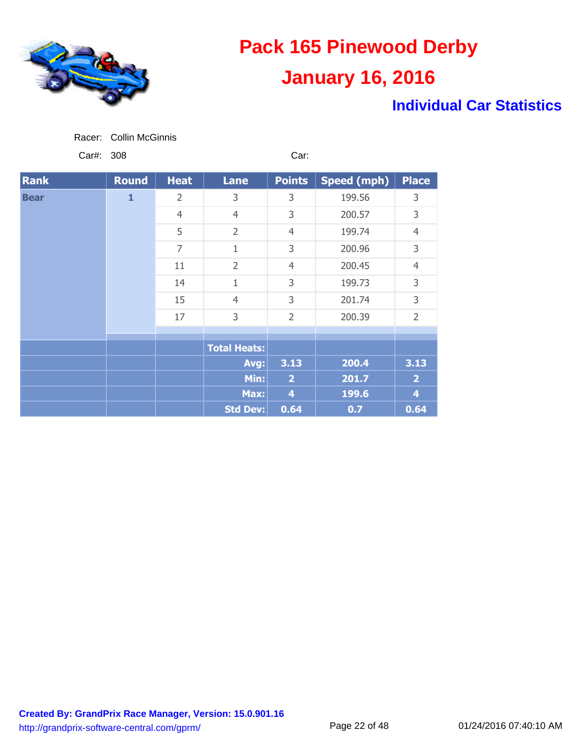# Pack 165 Pinewood Derby

## January 16, 2016

### Individual Car Statistics

Racer: Collin McGinnis

Car#: 308 Car:

| Rank | Round | Heat | Lane | Points | Speed (mph) | Place |
|---|---|---|---|---|---|---|
| Bear | 1 | 2 | 3 | 3 | 199.56 | 3 |
| | | 4 | 4 | 3 | 200.57 | 3 |
| | | 5 | 2 | 4 | 199.74 | 4 |
| | | 7 | 1 | 3 | 200.96 | 3 |
| | | 11 | 2 | 4 | 200.45 | 4 |
| | | 14 | 1 | 3 | 199.73 | 3 |
| | | 15 | 4 | 3 | 201.74 | 3 |
| | | 17 | 3 | 2 | 200.39 | 2 |
| | | | Total Heats: | | | |
| | | | Avg: | 3.13 | 200.4 | 3.13 |
| | | | Min: | 2 | 201.7 | 2 |
| | | | Max: | 4 | 199.6 | 4 |
| | | | Std Dev: | 0.64 | 0.7 | 0.64 |

**Created By: GrandPrix Race Manager, Version: 15.0.901.16**
http://grandprix-software-central.com/gprm/

01/24/2016 07:40:10 AM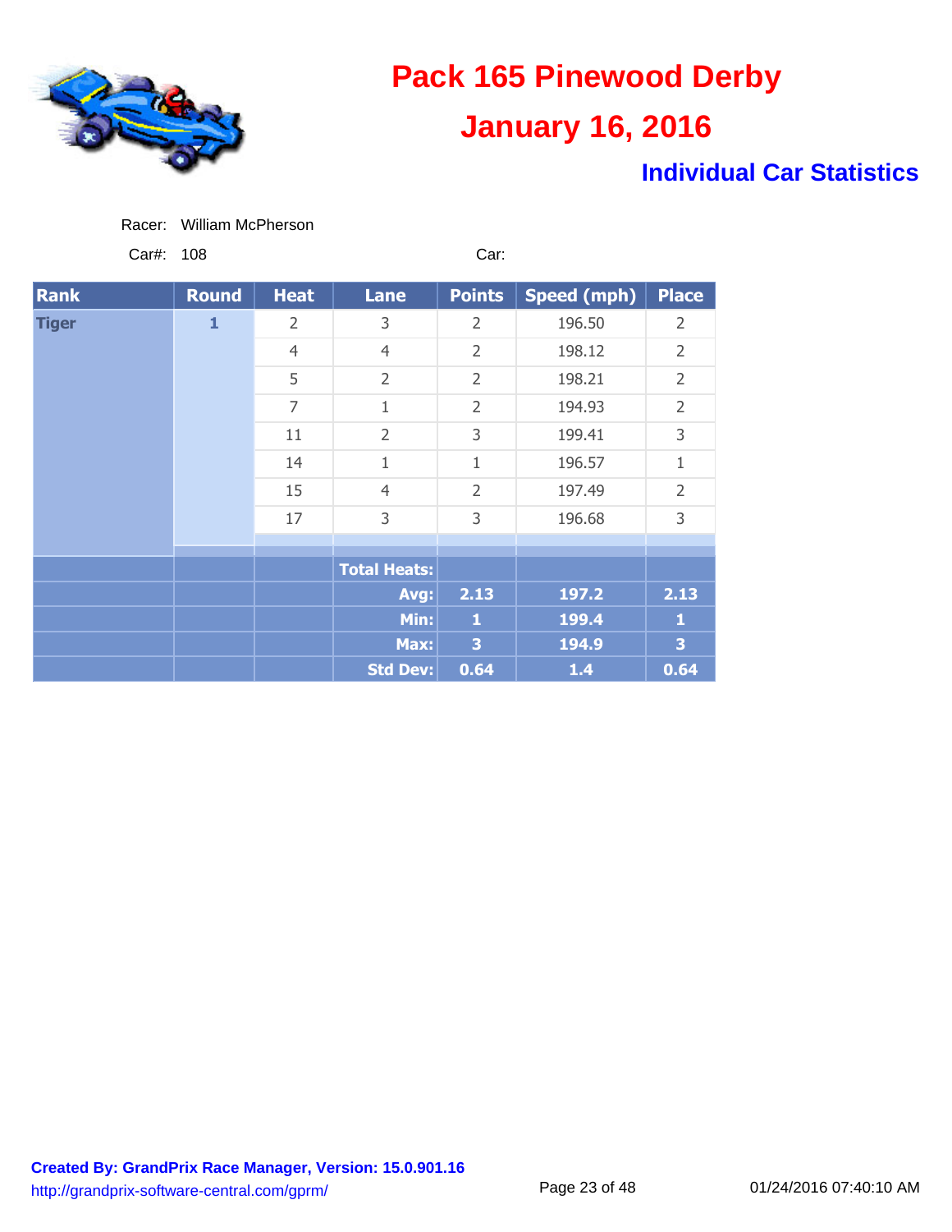# Pack 165 Pinewood Derby

## January 16, 2016

### Individual Car Statistics

Racer: William McPherson

Car#: 108 Car:

| Rank | Round | Heat | Lane | Points | Speed (mph) | Place |
|---|---|---|---|---|---|---|
| Tiger | 1 | 2 | 3 | 2 | 196.50 | 2 |
| | | 4 | 4 | 2 | 198.12 | 2 |
| | | 5 | 2 | 2 | 198.21 | 2 |
| | | 7 | 1 | 2 | 194.93 | 2 |
| | | 11 | 2 | 3 | 199.41 | 3 |
| | | 14 | 1 | 1 | 196.57 | 1 |
| | | 15 | 4 | 2 | 197.49 | 2 |
| | | 17 | 3 | 3 | 196.68 | 3 |
| | | | Total Heats: | | | |
| | | | Avg: | 2.13 | 197.2 | 2.13 |
| | | | Min: | 1 | 199.4 | 1 |
| | | | Max: | 3 | 194.9 | 3 |
| | | | Std Dev: | 0.64 | 1.4 | 0.64 |

Created By: GrandPrix Race Manager, Version: 15.0.901.16
http://grandprix-software-central.com/gprm/

01/24/2016 07:40:10 AM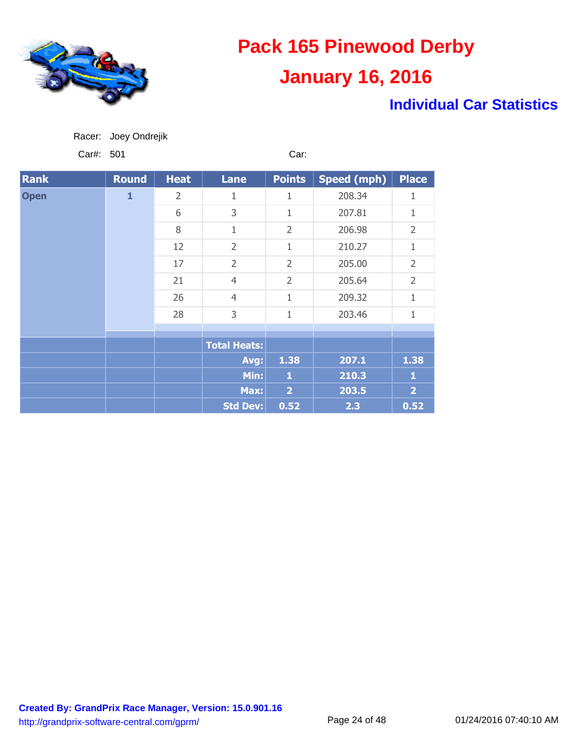# Pack 165 Pinewood Derby

## January 16, 2016

### Individual Car Statistics

Racer: Joey Ondrejik

Car#: 501 Car:

| Rank | Round | Heat | Lane | Points | Speed (mph) | Place |
|---|---|---|---|---|---|---|
| Open | 1 | 2 | 1 | 1 | 208.34 | 1 |
| | | 6 | 3 | 1 | 207.81 | 1 |
| | | 8 | 1 | 2 | 206.98 | 2 |
| | | 12 | 2 | 1 | 210.27 | 1 |
| | | 17 | 2 | 2 | 205.00 | 2 |
| | | 21 | 4 | 2 | 205.64 | 2 |
| | | 26 | 4 | 1 | 209.32 | 1 |
| | | 28 | 3 | 1 | 203.46 | 1 |
| | | | **Total Heats:** | | | |
| | | | **Avg:** | **1.38** | **207.1** | **1.38** |
| | | | **Min:** | **1** | **210.3** | **1** |
| | | | **Max:** | **2** | **203.5** | **2** |
| | | | **Std Dev:** | **0.52** | **2.3** | **0.52** |

**Created By: GrandPrix Race Manager, Version: 15.0.901.16**
http://grandprix-software-central.com/gprm/

01/24/2016 07:40:10 AM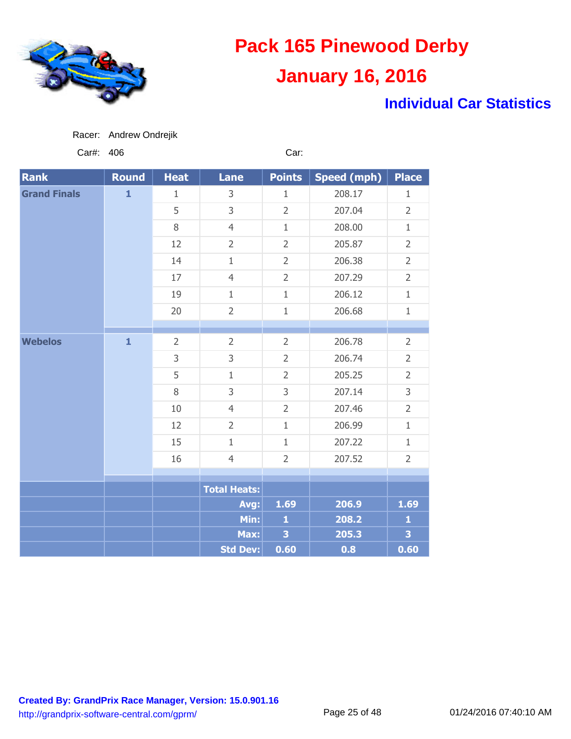# Pack 165 Pinewood Derby

## January 16, 2016

### Individual Car Statistics

Racer: Andrew Ondrejik

Car#: 406 Car:

| Rank | Round | Heat | Lane | Points | Speed (mph) | Place |
|---|---|---|---|---|---|---|
| Grand Finals | 1 | 1 | 3 | 1 | 208.17 | 1 |
| | | 5 | 3 | 2 | 207.04 | 2 |
| | | 8 | 4 | 1 | 208.00 | 1 |
| | | 12 | 2 | 2 | 205.87 | 2 |
| | | 14 | 1 | 2 | 206.38 | 2 |
| | | 17 | 4 | 2 | 207.29 | 2 |
| | | 19 | 1 | 1 | 206.12 | 1 |
| | | 20 | 2 | 1 | 206.68 | 1 |
| Webelos | 1 | 2 | 2 | 2 | 206.78 | 2 |
| | | 3 | 3 | 2 | 206.74 | 2 |
| | | 5 | 1 | 2 | 205.25 | 2 |
| | | 8 | 3 | 3 | 207.14 | 3 |
| | | 10 | 4 | 2 | 207.46 | 2 |
| | | 12 | 2 | 1 | 206.99 | 1 |
| | | 15 | 1 | 1 | 207.22 | 1 |
| | | 16 | 4 | 2 | 207.52 | 2 |
| | | | Total Heats: | | | |
| | | | Avg: | 1.69 | 206.9 | 1.69 |
| | | | Min: | 1 | 208.2 | 1 |
| | | | Max: | 3 | 205.3 | 3 |
| | | | Std Dev: | 0.60 | 0.8 | 0.60 |

**Created By: GrandPrix Race Manager, Version: 15.0.901.16**

http://grandprix-software-central.com/gprm/

01/24/2016 07:40:10 AM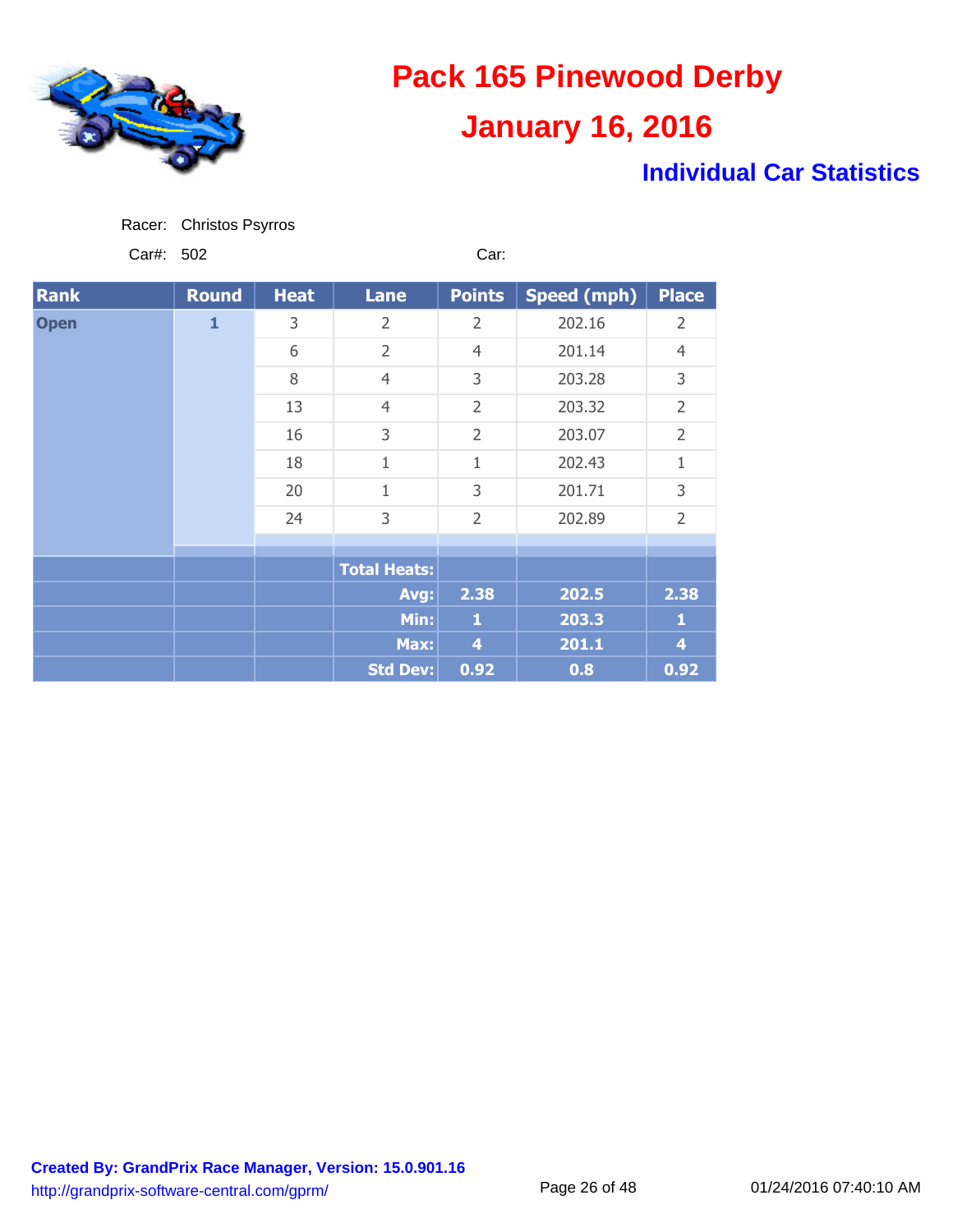# Pack 165 Pinewood Derby

## January 16, 2016

### Individual Car Statistics

Racer: Christos Psyrros

Car#: 502

Car:

| Rank | Round | Heat | Lane | Points | Speed (mph) | Place |
|---|---|---|---|---|---|---|
| Open | 1 | 3 | 2 | 2 | 202.16 | 2 |
| | | 6 | 2 | 4 | 201.14 | 4 |
| | | 8 | 4 | 3 | 203.28 | 3 |
| | | 13 | 4 | 2 | 203.32 | 2 |
| | | 16 | 3 | 2 | 203.07 | 2 |
| | | 18 | 1 | 1 | 202.43 | 1 |
| | | 20 | 1 | 3 | 201.71 | 3 |
| | | 24 | 3 | 2 | 202.89 | 2 |
| | | | Total Heats: | | | |
| | | | Avg: | 2.38 | 202.5 | 2.38 |
| | | | Min: | 1 | 203.3 | 1 |
| | | | Max: | 4 | 201.1 | 4 |
| | | | Std Dev: | 0.92 | 0.8 | 0.92 |

**Created By: GrandPrix Race Manager, Version: 15.0.901.16**
http://grandprix-software-central.com/gprm/

01/24/2016 07:40:10 AM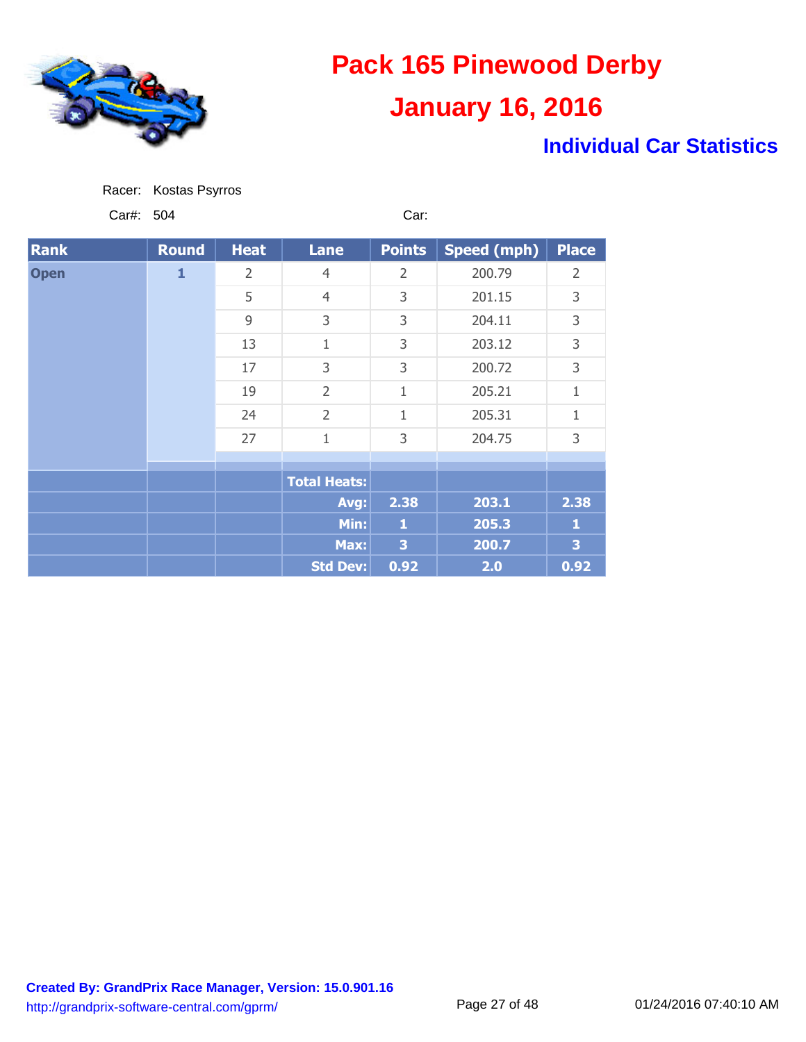# Pack 165 Pinewood Derby

## January 16, 2016

### Individual Car Statistics

Racer: Kostas Psyrros

Car#: 504 Car:

| Rank | Round | Heat | Lane | Points | Speed (mph) | Place |
|---|---|---|---|---|---|---|
| Open | 1 | 2 | 4 | 2 | 200.79 | 2 |
| | | 5 | 4 | 3 | 201.15 | 3 |
| | | 9 | 3 | 3 | 204.11 | 3 |
| | | 13 | 1 | 3 | 203.12 | 3 |
| | | 17 | 3 | 3 | 200.72 | 3 |
| | | 19 | 2 | 1 | 205.21 | 1 |
| | | 24 | 2 | 1 | 205.31 | 1 |
| | | 27 | 1 | 3 | 204.75 | 3 |
| | | | Total Heats: | | | |
| | | | Avg: | 2.38 | 203.1 | 2.38 |
| | | | Min: | 1 | 205.3 | 1 |
| | | | Max: | 3 | 200.7 | 3 |
| | | | Std Dev: | 0.92 | 2.0 | 0.92 |

**Created By: GrandPrix Race Manager, Version: 15.0.901.16**
http://grandprix-software-central.com/gprm/

01/24/2016 07:40:10 AM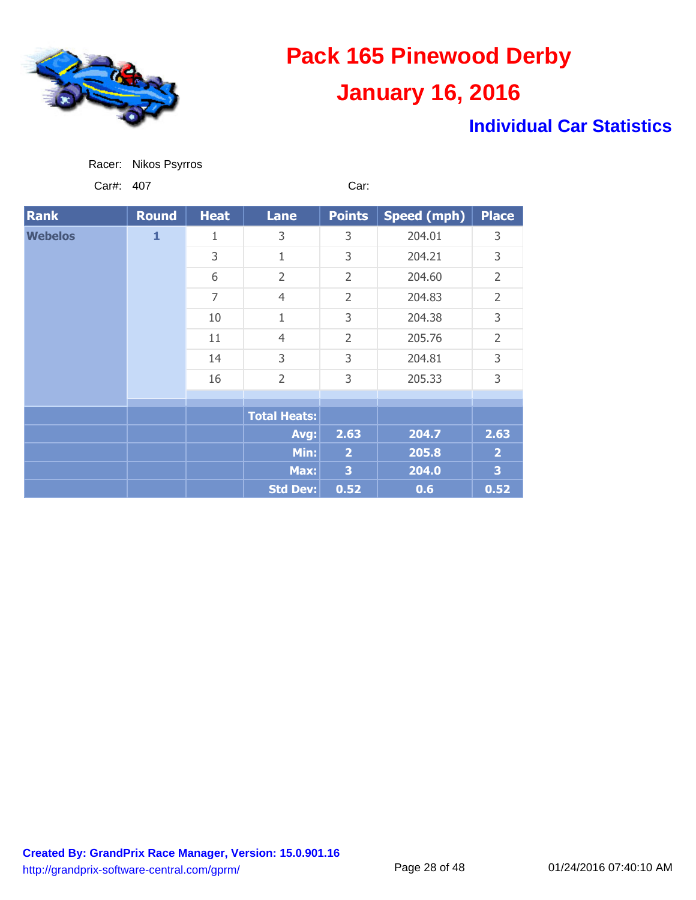# Pack 165 Pinewood Derby

## January 16, 2016

### Individual Car Statistics

Racer: Nikos Psyrros

Car#: 407 Car:

| Rank | Round | Heat | Lane | Points | Speed (mph) | Place |
|---|---|---|---|---|---|---|
| Webelos | 1 | 1 | 3 | 3 | 204.01 | 3 |
| | | 3 | 1 | 3 | 204.21 | 3 |
| | | 6 | 2 | 2 | 204.60 | 2 |
| | | 7 | 4 | 2 | 204.83 | 2 |
| | | 10 | 1 | 3 | 204.38 | 3 |
| | | 11 | 4 | 2 | 205.76 | 2 |
| | | 14 | 3 | 3 | 204.81 | 3 |
| | | 16 | 2 | 3 | 205.33 | 3 |
| | | | **Total Heats:** | | | |
| | | | **Avg:** | **2.63** | **204.7** | **2.63** |
| | | | **Min:** | **2** | **205.8** | **2** |
| | | | **Max:** | **3** | **204.0** | **3** |
| | | | **Std Dev:** | **0.52** | **0.6** | **0.52** |

**Created By: GrandPrix Race Manager, Version: 15.0.901.16**

http://grandprix-software-central.com/gprm/

01/24/2016 07:40:10 AM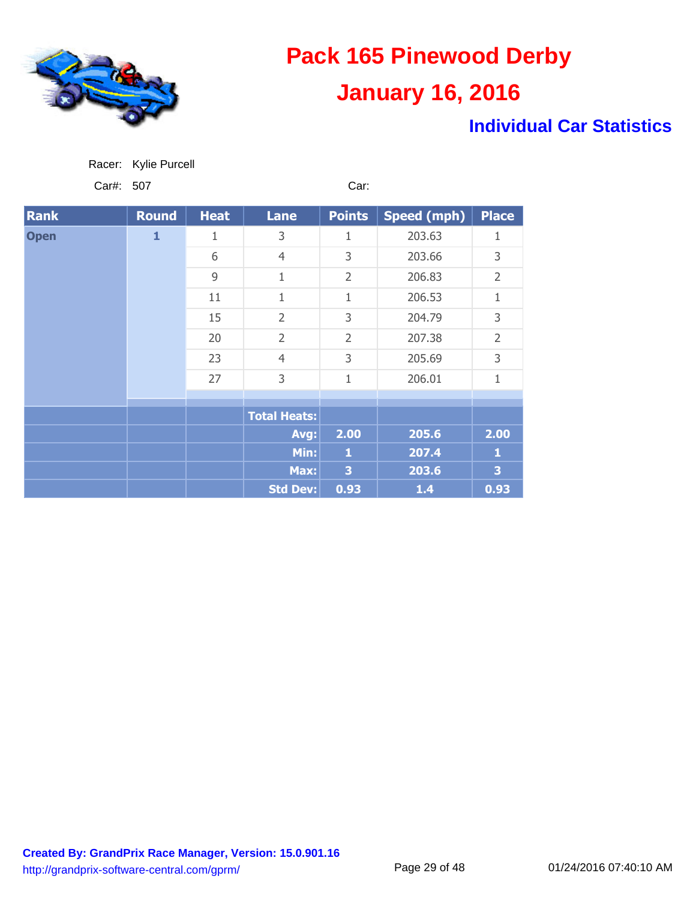# Pack 165 Pinewood Derby

## January 16, 2016

### Individual Car Statistics

Racer: Kylie Purcell

Car#: 507 Car:

| Rank | Round | Heat | Lane | Points | Speed (mph) | Place |
|---|---|---|---|---|---|---|
| Open | 1 | 1 | 3 | 1 | 203.63 | 1 |
| | | 6 | 4 | 3 | 203.66 | 3 |
| | | 9 | 1 | 2 | 206.83 | 2 |
| | | 11 | 1 | 1 | 206.53 | 1 |
| | | 15 | 2 | 3 | 204.79 | 3 |
| | | 20 | 2 | 2 | 207.38 | 2 |
| | | 23 | 4 | 3 | 205.69 | 3 |
| | | 27 | 3 | 1 | 206.01 | 1 |
| | | | Total Heats: | | | |
| | | | Avg: | 2.00 | 205.6 | 2.00 |
| | | | Min: | 1 | 207.4 | 1 |
| | | | Max: | 3 | 203.6 | 3 |
| | | | Std Dev: | 0.93 | 1.4 | 0.93 |

**Created By: GrandPrix Race Manager, Version: 15.0.901.16**
http://grandprix-software-central.com/gprm/

01/24/2016 07:40:10 AM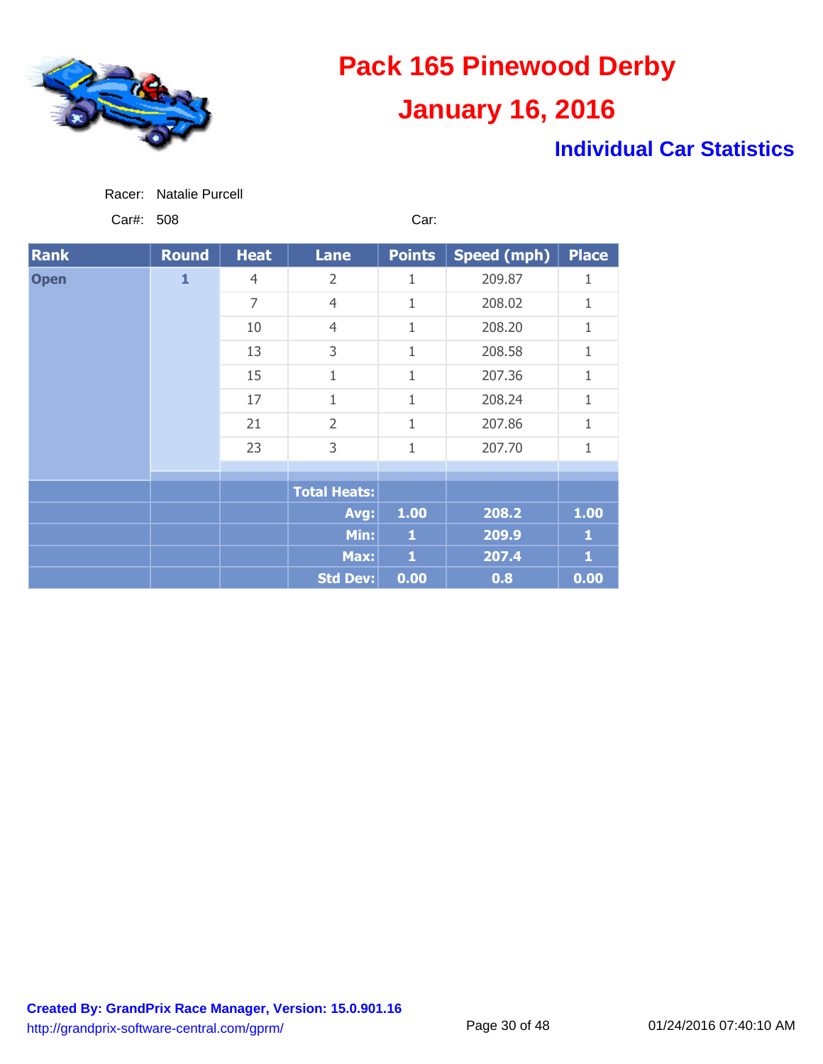# Pack 165 Pinewood Derby

## January 16, 2016

### Individual Car Statistics

Racer: Natalie Purcell

Car#: 508 Car:

| Rank | Round | Heat | Lane | Points | Speed (mph) | Place |
|---|---|---|---|---|---|---|
| Open | 1 | 4 | 2 | 1 | 209.87 | 1 |
| | | 7 | 4 | 1 | 208.02 | 1 |
| | | 10 | 4 | 1 | 208.20 | 1 |
| | | 13 | 3 | 1 | 208.58 | 1 |
| | | 15 | 1 | 1 | 207.36 | 1 |
| | | 17 | 1 | 1 | 208.24 | 1 |
| | | 21 | 2 | 1 | 207.86 | 1 |
| | | 23 | 3 | 1 | 207.70 | 1 |
| | | | Total Heats: | | | |
| | | | Avg: | 1.00 | 208.2 | 1.00 |
| | | | Min: | 1 | 209.9 | 1 |
| | | | Max: | 1 | 207.4 | 1 |
| | | | Std Dev: | 0.00 | 0.8 | 0.00 |

**Created By: GrandPrix Race Manager, Version: 15.0.901.16**
http://grandprix-software-central.com/gprm/

01/24/2016 07:40:10 AM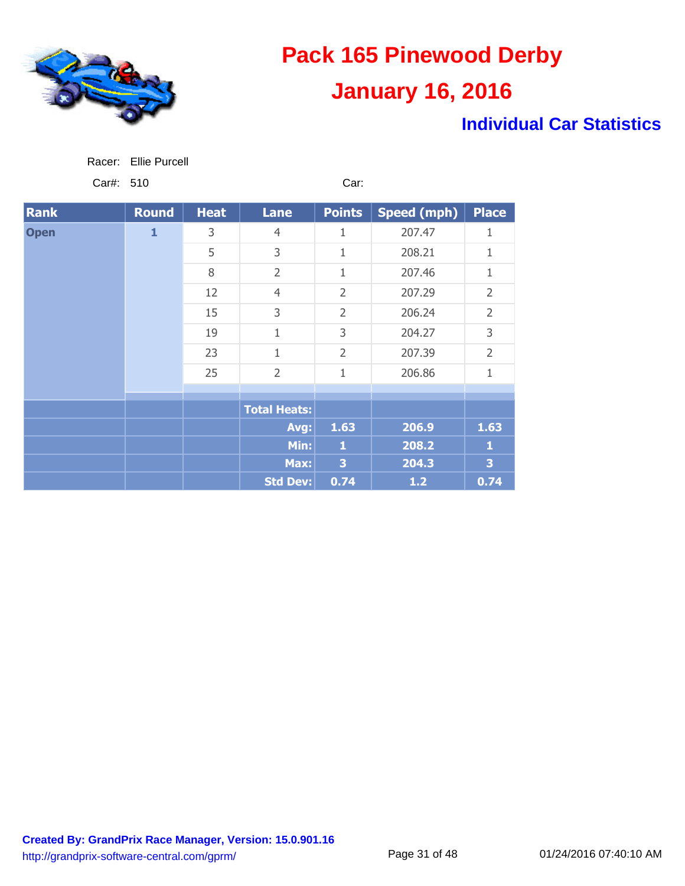# Pack 165 Pinewood Derby

## January 16, 2016

### Individual Car Statistics

Racer: Ellie Purcell

Car#: 510 Car:

| Rank | Round | Heat | Lane | Points | Speed (mph) | Place |
|---|---|---|---|---|---|---|
| Open | 1 | 3 | 4 | 1 | 207.47 | 1 |
| | | 5 | 3 | 1 | 208.21 | 1 |
| | | 8 | 2 | 1 | 207.46 | 1 |
| | | 12 | 4 | 2 | 207.29 | 2 |
| | | 15 | 3 | 2 | 206.24 | 2 |
| | | 19 | 1 | 3 | 204.27 | 3 |
| | | 23 | 1 | 2 | 207.39 | 2 |
| | | 25 | 2 | 1 | 206.86 | 1 |
| | | | **Total Heats:** | | | |
| | | | **Avg:** | **1.63** | **206.9** | **1.63** |
| | | | **Min:** | **1** | **208.2** | **1** |
| | | | **Max:** | **3** | **204.3** | **3** |
| | | | **Std Dev:** | **0.74** | **1.2** | **0.74** |

**Created By: GrandPrix Race Manager, Version: 15.0.901.16**
http://grandprix-software-central.com/gprm/

01/24/2016 07:40:10 AM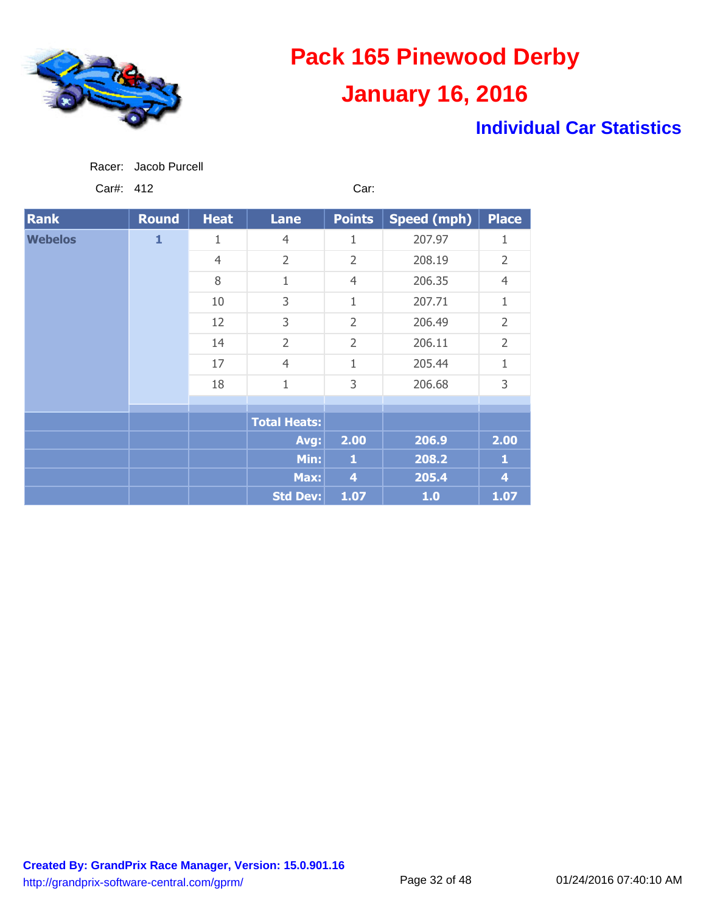# Pack 165 Pinewood Derby

## January 16, 2016

### Individual Car Statistics

Racer: Jacob Purcell

Car#: 412 Car:

| Rank | Round | Heat | Lane | Points | Speed (mph) | Place |
|---|---|---|---|---|---|---|
| Webelos | 1 | 1 | 4 | 1 | 207.97 | 1 |
| | | 4 | 2 | 2 | 208.19 | 2 |
| | | 8 | 1 | 4 | 206.35 | 4 |
| | | 10 | 3 | 1 | 207.71 | 1 |
| | | 12 | 3 | 2 | 206.49 | 2 |
| | | 14 | 2 | 2 | 206.11 | 2 |
| | | 17 | 4 | 1 | 205.44 | 1 |
| | | 18 | 1 | 3 | 206.68 | 3 |
| | | | Total Heats: | | | |
| | | | Avg: | 2.00 | 206.9 | 2.00 |
| | | | Min: | 1 | 208.2 | 1 |
| | | | Max: | 4 | 205.4 | 4 |
| | | | Std Dev: | 1.07 | 1.0 | 1.07 |

**Created By: GrandPrix Race Manager, Version: 15.0.901.16**
http://grandprix-software-central.com/gprm/

01/24/2016 07:40:10 AM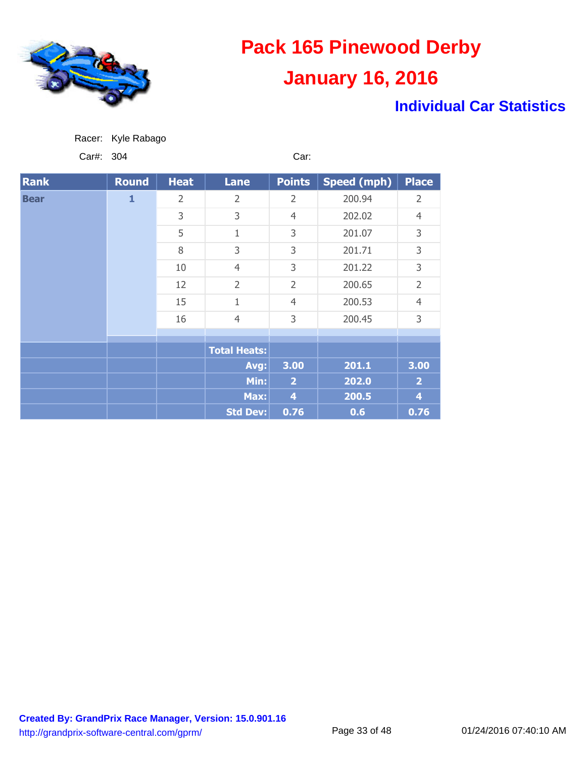# Pack 165 Pinewood Derby

## January 16, 2016

### Individual Car Statistics

Racer: Kyle Rabago

Car#: 304 Car:

| Rank | Round | Heat | Lane | Points | Speed (mph) | Place |
|---|---|---|---|---|---|---|
| Bear | 1 | 2 | 2 | 2 | 200.94 | 2 |
| | | 3 | 3 | 4 | 202.02 | 4 |
| | | 5 | 1 | 3 | 201.07 | 3 |
| | | 8 | 3 | 3 | 201.71 | 3 |
| | | 10 | 4 | 3 | 201.22 | 3 |
| | | 12 | 2 | 2 | 200.65 | 2 |
| | | 15 | 1 | 4 | 200.53 | 4 |
| | | 16 | 4 | 3 | 200.45 | 3 |
| | | | **Total Heats:** | | | |
| | | | **Avg:** | **3.00** | **201.1** | **3.00** |
| | | | **Min:** | **2** | **202.0** | **2** |
| | | | **Max:** | **4** | **200.5** | **4** |
| | | | **Std Dev:** | **0.76** | **0.6** | **0.76** |

**Created By: GrandPrix Race Manager, Version: 15.0.901.16**
http://grandprix-software-central.com/gprm/

01/24/2016 07:40:10 AM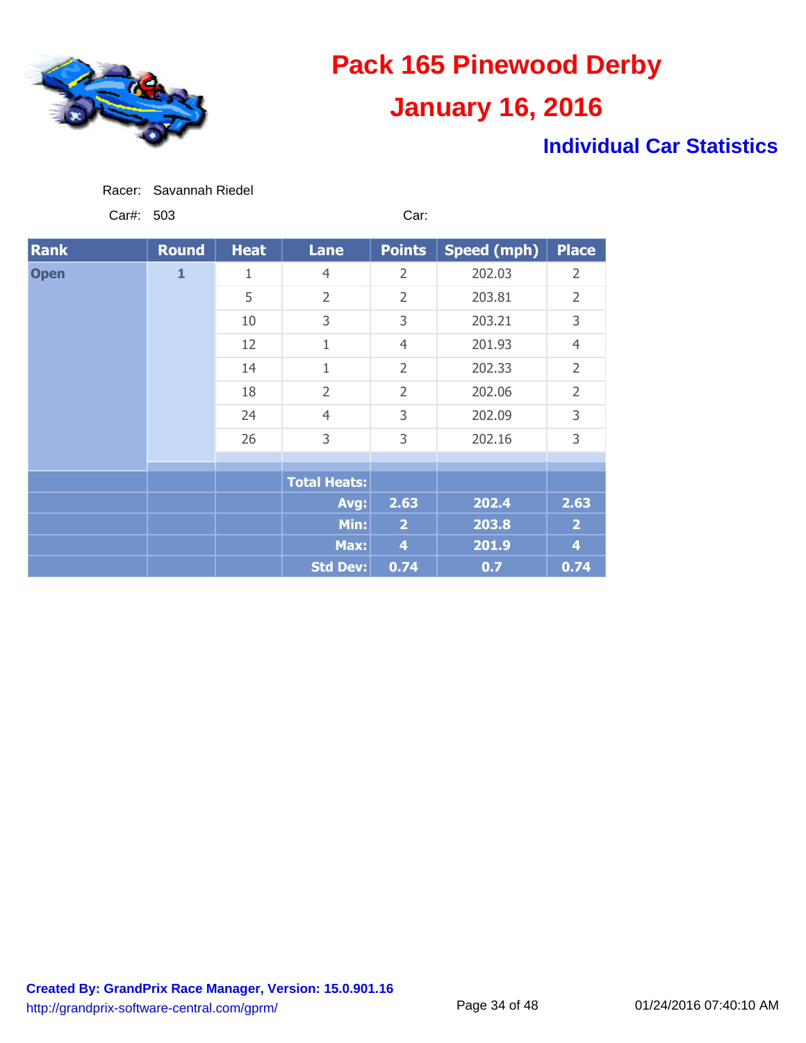# Pack 165 Pinewood Derby

## January 16, 2016

### Individual Car Statistics

Racer: Savannah Riedel

Car#: 503

Car:

| Rank | Round | Heat | Lane | Points | Speed (mph) | Place |
|---|---|---|---|---|---|---|
| Open | 1 | 1 | 4 | 2 | 202.03 | 2 |
| | | 5 | 2 | 2 | 203.81 | 2 |
| | | 10 | 3 | 3 | 203.21 | 3 |
| | | 12 | 1 | 4 | 201.93 | 4 |
| | | 14 | 1 | 2 | 202.33 | 2 |
| | | 18 | 2 | 2 | 202.06 | 2 |
| | | 24 | 4 | 3 | 202.09 | 3 |
| | | 26 | 3 | 3 | 202.16 | 3 |
| | | | Total Heats: | | | |
| | | | Avg: | 2.63 | 202.4 | 2.63 |
| | | | Min: | 2 | 203.8 | 2 |
| | | | Max: | 4 | 201.9 | 4 |
| | | | Std Dev: | 0.74 | 0.7 | 0.74 |

**Created By: GrandPrix Race Manager, Version: 15.0.901.16**
http://grandprix-software-central.com/gprm/

01/24/2016 07:40:10 AM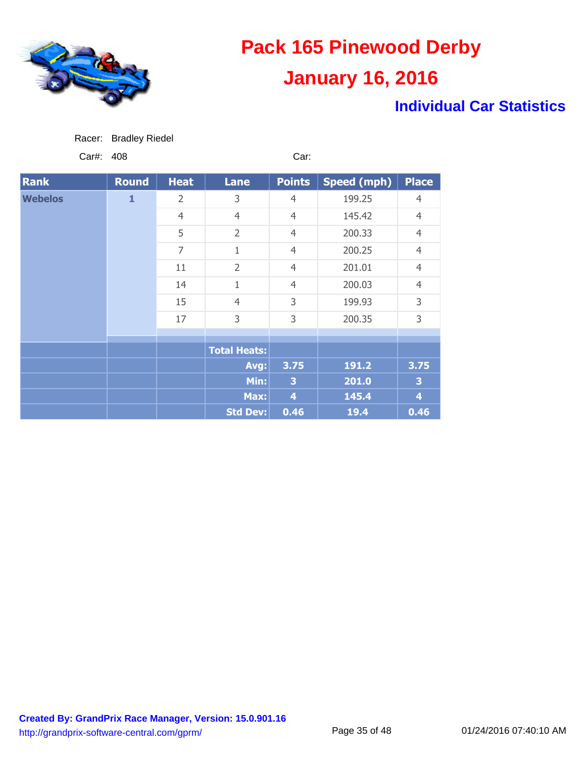# Pack 165 Pinewood Derby

## January 16, 2016

### Individual Car Statistics

Racer: Bradley Riedel

Car#: 408

Car:

| Rank | Round | Heat | Lane | Points | Speed (mph) | Place |
|---|---|---|---|---|---|---|
| Webelos | 1 | 2 | 3 | 4 | 199.25 | 4 |
| | | 4 | 4 | 4 | 145.42 | 4 |
| | | 5 | 2 | 4 | 200.33 | 4 |
| | | 7 | 1 | 4 | 200.25 | 4 |
| | | 11 | 2 | 4 | 201.01 | 4 |
| | | 14 | 1 | 4 | 200.03 | 4 |
| | | 15 | 4 | 3 | 199.93 | 3 |
| | | 17 | 3 | 3 | 200.35 | 3 |
| | | | Total Heats: | | | |
| | | | Avg: | 3.75 | 191.2 | 3.75 |
| | | | Min: | 3 | 201.0 | 3 |
| | | | Max: | 4 | 145.4 | 4 |
| | | | Std Dev: | 0.46 | 19.4 | 0.46 |

**Created By: GrandPrix Race Manager, Version: 15.0.901.16**
http://grandprix-software-central.com/gprm/

01/24/2016 07:40:10 AM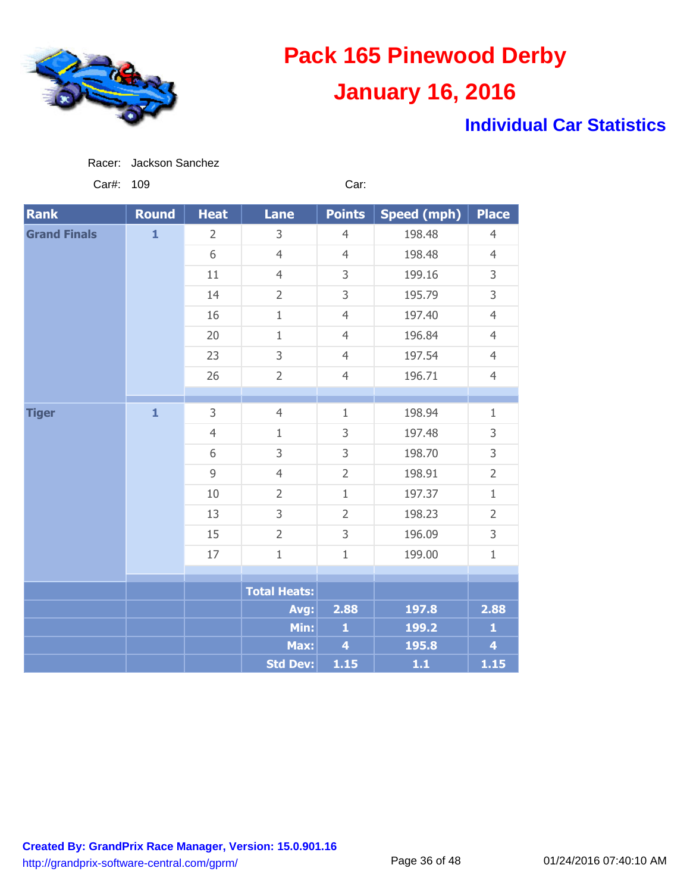# Pack 165 Pinewood Derby

## January 16, 2016

### Individual Car Statistics

Racer: Jackson Sanchez

Car#: 109 Car:

| Rank | Round | Heat | Lane | Points | Speed (mph) | Place |
|---|---|---|---|---|---|---|
| Grand Finals | 1 | 2 | 3 | 4 | 198.48 | 4 |
| | | 6 | 4 | 4 | 198.48 | 4 |
| | | 11 | 4 | 3 | 199.16 | 3 |
| | | 14 | 2 | 3 | 195.79 | 3 |
| | | 16 | 1 | 4 | 197.40 | 4 |
| | | 20 | 1 | 4 | 196.84 | 4 |
| | | 23 | 3 | 4 | 197.54 | 4 |
| | | 26 | 2 | 4 | 196.71 | 4 |
| Tiger | 1 | 3 | 4 | 1 | 198.94 | 1 |
| | | 4 | 1 | 3 | 197.48 | 3 |
| | | 6 | 3 | 3 | 198.70 | 3 |
| | | 9 | 4 | 2 | 198.91 | 2 |
| | | 10 | 2 | 1 | 197.37 | 1 |
| | | 13 | 3 | 2 | 198.23 | 2 |
| | | 15 | 2 | 3 | 196.09 | 3 |
| | | 17 | 1 | 1 | 199.00 | 1 |
| | | | Total Heats: | | | |
| | | | Avg: | 2.88 | 197.8 | 2.88 |
| | | | Min: | 1 | 199.2 | 1 |
| | | | Max: | 4 | 195.8 | 4 |
| | | | Std Dev: | 1.15 | 1.1 | 1.15 |

Created By: GrandPrix Race Manager, Version: 15.0.901.16
http://grandprix-software-central.com/gprm/

01/24/2016 07:40:10 AM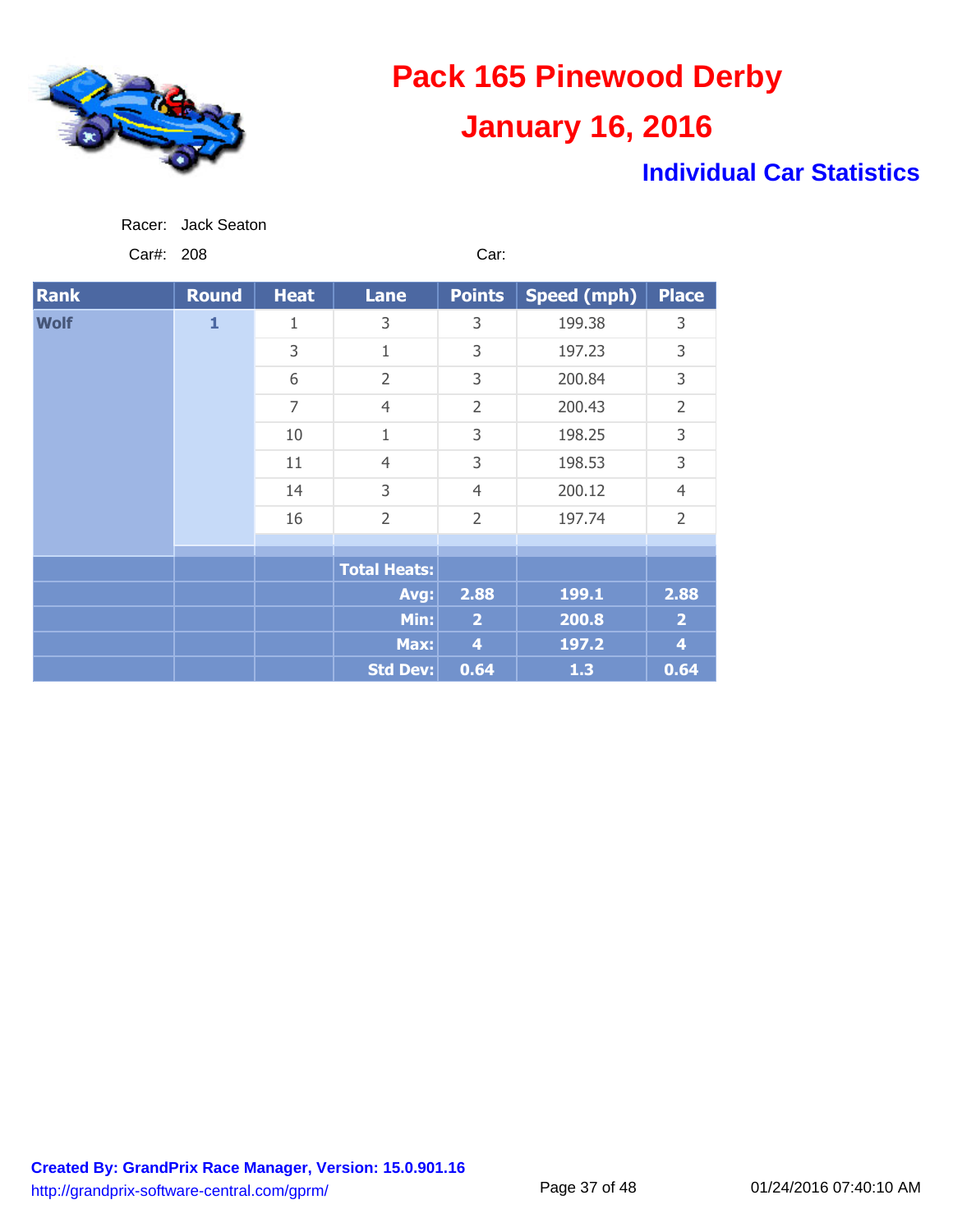# Pack 165 Pinewood Derby

## January 16, 2016

### Individual Car Statistics

Racer: Jack Seaton

Car#: 208 Car:

| Rank | Round | Heat | Lane | Points | Speed (mph) | Place |
|---|---|---|---|---|---|---|
| Wolf | 1 | 1 | 3 | 3 | 199.38 | 3 |
| | | 3 | 1 | 3 | 197.23 | 3 |
| | | 6 | 2 | 3 | 200.84 | 3 |
| | | 7 | 4 | 2 | 200.43 | 2 |
| | | 10 | 1 | 3 | 198.25 | 3 |
| | | 11 | 4 | 3 | 198.53 | 3 |
| | | 14 | 3 | 4 | 200.12 | 4 |
| | | 16 | 2 | 2 | 197.74 | 2 |
| | | | Total Heats: | | | |
| | | | Avg: | 2.88 | 199.1 | 2.88 |
| | | | Min: | 2 | 200.8 | 2 |
| | | | Max: | 4 | 197.2 | 4 |
| | | | Std Dev: | 0.64 | 1.3 | 0.64 |

**Created By: GrandPrix Race Manager, Version: 15.0.901.16**
http://grandprix-software-central.com/gprm/

01/24/2016 07:40:10 AM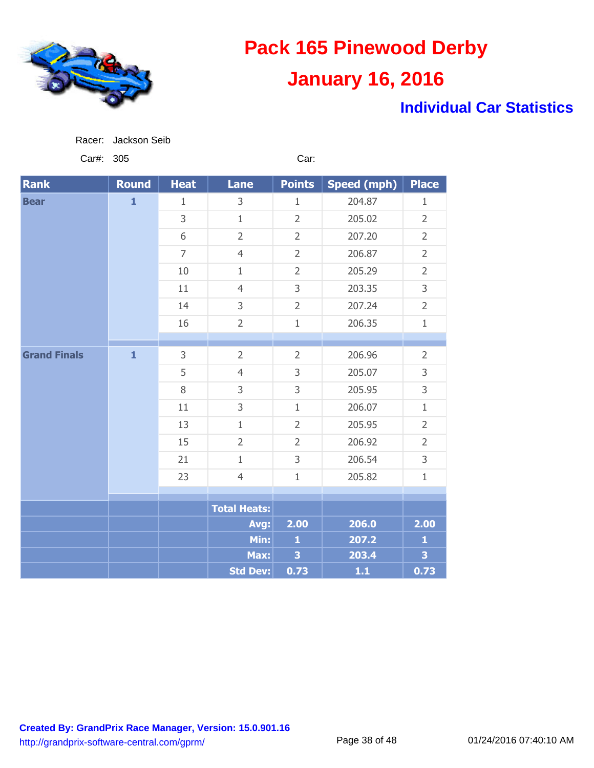# Pack 165 Pinewood Derby

# January 16, 2016

## Individual Car Statistics

Racer: Jackson Seib

Car#: 305

Car:

| Rank | Round | Heat | Lane | Points | Speed (mph) | Place |
|---|---|---|---|---|---|---|
| Bear | 1 | 1 | 3 | 1 | 204.87 | 1 |
| | | 3 | 1 | 2 | 205.02 | 2 |
| | | 6 | 2 | 2 | 207.20 | 2 |
| | | 7 | 4 | 2 | 206.87 | 2 |
| | | 10 | 1 | 2 | 205.29 | 2 |
| | | 11 | 4 | 3 | 203.35 | 3 |
| | | 14 | 3 | 2 | 207.24 | 2 |
| | | 16 | 2 | 1 | 206.35 | 1 |
| Grand Finals | 1 | 3 | 2 | 2 | 206.96 | 2 |
| | | 5 | 4 | 3 | 205.07 | 3 |
| | | 8 | 3 | 3 | 205.95 | 3 |
| | | 11 | 3 | 1 | 206.07 | 1 |
| | | 13 | 1 | 2 | 205.95 | 2 |
| | | 15 | 2 | 2 | 206.92 | 2 |
| | | 21 | 1 | 3 | 206.54 | 3 |
| | | 23 | 4 | 1 | 205.82 | 1 |
| | | | Total Heats: | | | |
| | | | Avg: | 2.00 | 206.0 | 2.00 |
| | | | Min: | 1 | 207.2 | 1 |
| | | | Max: | 3 | 203.4 | 3 |
| | | | Std Dev: | 0.73 | 1.1 | 0.73 |

**Created By: GrandPrix Race Manager, Version: 15.0.901.16**

http://grandprix-software-central.com/gprm/

01/24/2016 07:40:10 AM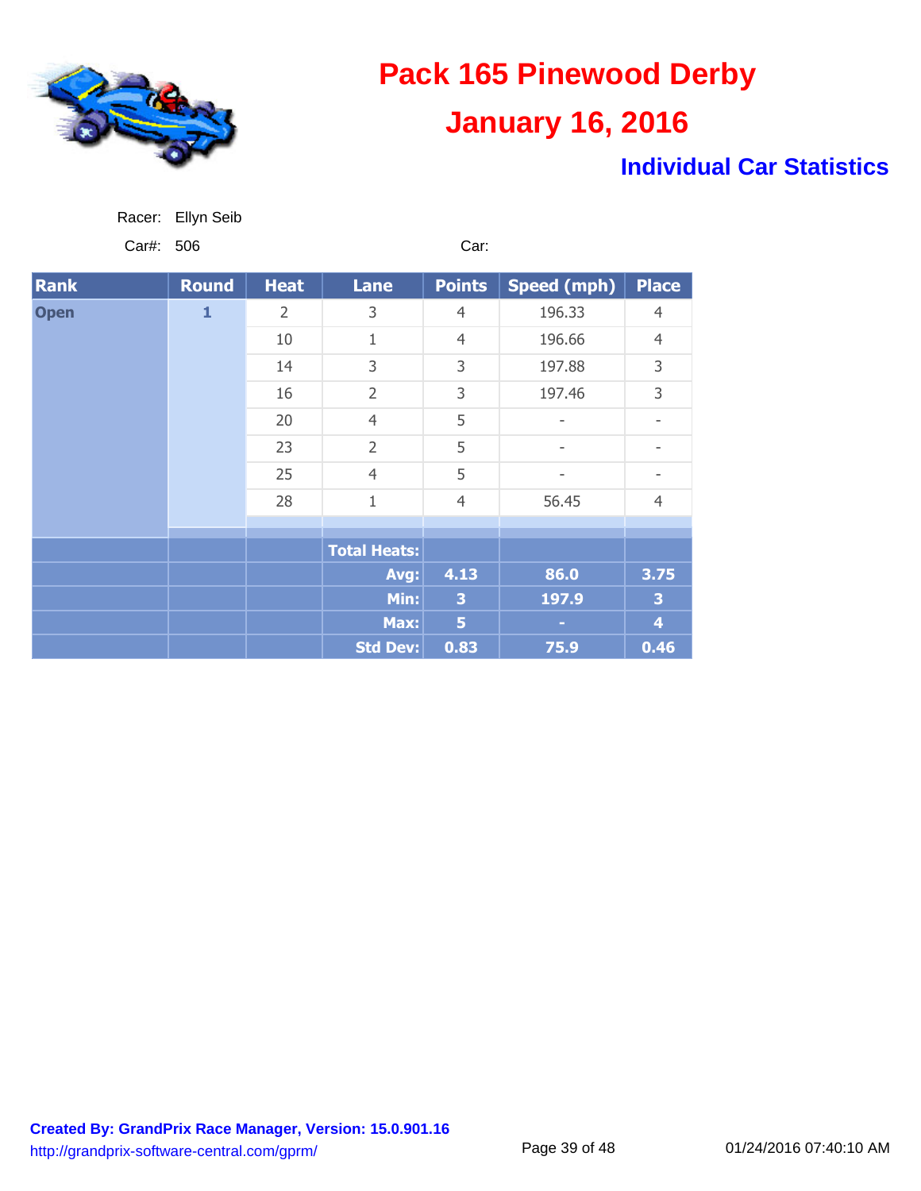# Pack 165 Pinewood Derby

## January 16, 2016

### Individual Car Statistics

Racer: Ellyn Seib

Car#: 506 Car:

| Rank | Round | Heat | Lane | Points | Speed (mph) | Place |
|---|---|---|---|---|---|---|
| Open | 1 | 2 | 3 | 4 | 196.33 | 4 |
| | | 10 | 1 | 4 | 196.66 | 4 |
| | | 14 | 3 | 3 | 197.88 | 3 |
| | | 16 | 2 | 3 | 197.46 | 3 |
| | | 20 | 4 | 5 | - | - |
| | | 23 | 2 | 5 | - | - |
| | | 25 | 4 | 5 | - | - |
| | | 28 | 1 | 4 | 56.45 | 4 |
| | | | Total Heats: | | | |
| | | | Avg: | 4.13 | 86.0 | 3.75 |
| | | | Min: | 3 | 197.9 | 3 |
| | | | Max: | 5 | - | 4 |
| | | | Std Dev: | 0.83 | 75.9 | 0.46 |

**Created By: GrandPrix Race Manager, Version: 15.0.901.16**
http://grandprix-software-central.com/gprm/

01/24/2016 07:40:10 AM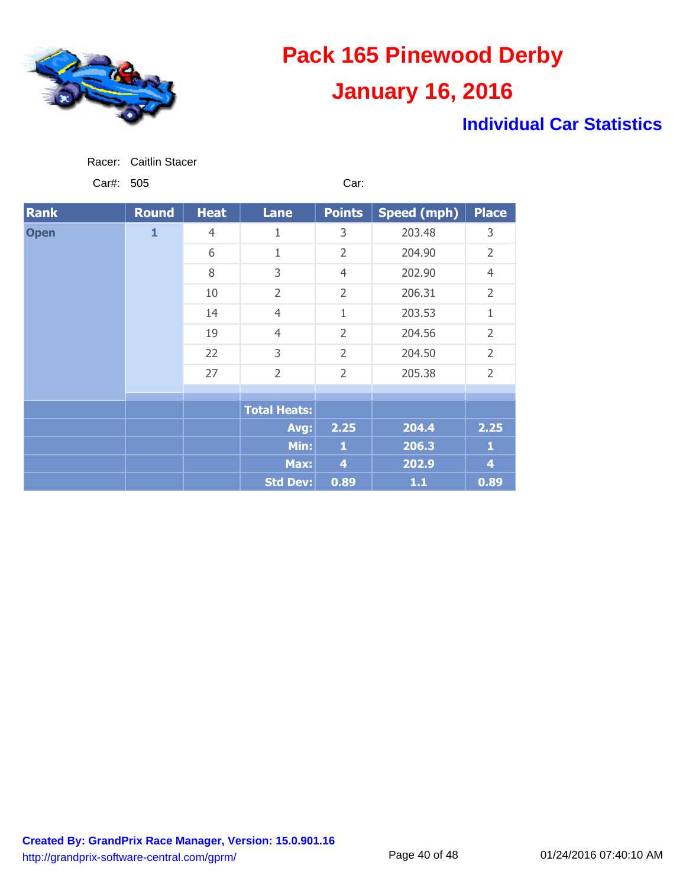# Pack 165 Pinewood Derby

## January 16, 2016

### Individual Car Statistics

Racer: Caitlin Stacer

Car#: 505 Car:

| Rank | Round | Heat | Lane | Points | Speed (mph) | Place |
|---|---|---|---|---|---|---|
| Open | 1 | 4 | 1 | 3 | 203.48 | 3 |
| | | 6 | 1 | 2 | 204.90 | 2 |
| | | 8 | 3 | 4 | 202.90 | 4 |
| | | 10 | 2 | 2 | 206.31 | 2 |
| | | 14 | 4 | 1 | 203.53 | 1 |
| | | 19 | 4 | 2 | 204.56 | 2 |
| | | 22 | 3 | 2 | 204.50 | 2 |
| | | 27 | 2 | 2 | 205.38 | 2 |
| | | | **Total Heats:** | | | |
| | | | **Avg:** | **2.25** | **204.4** | **2.25** |
| | | | **Min:** | **1** | **206.3** | **1** |
| | | | **Max:** | **4** | **202.9** | **4** |
| | | | **Std Dev:** | **0.89** | **1.1** | **0.89** |

**Created By: GrandPrix Race Manager, Version: 15.0.901.16**
http://grandprix-software-central.com/gprm/

01/24/2016 07:40:10 AM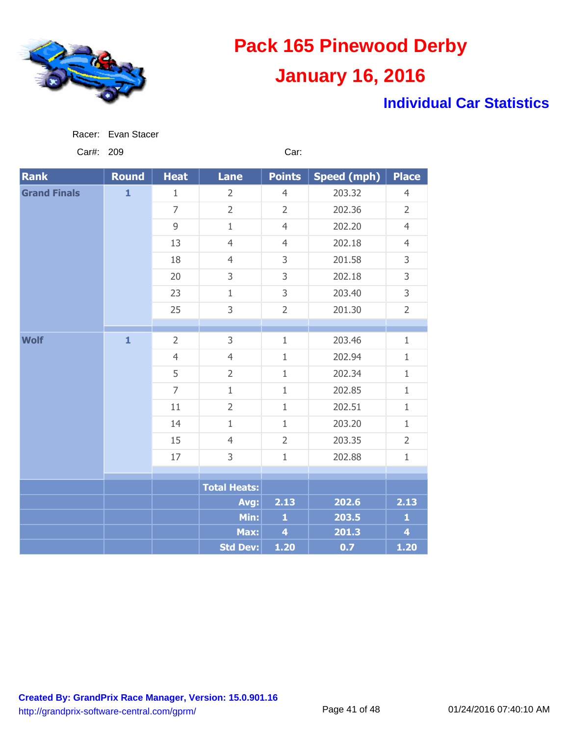# Pack 165 Pinewood Derby

## January 16, 2016

### Individual Car Statistics

Racer: Evan Stacer

Car#: 209

Car:

| Rank | Round | Heat | Lane | Points | Speed (mph) | Place |
|---|---|---|---|---|---|---|
| Grand Finals | 1 | 1 | 2 | 4 | 203.32 | 4 |
| | | 7 | 2 | 2 | 202.36 | 2 |
| | | 9 | 1 | 4 | 202.20 | 4 |
| | | 13 | 4 | 4 | 202.18 | 4 |
| | | 18 | 4 | 3 | 201.58 | 3 |
| | | 20 | 3 | 3 | 202.18 | 3 |
| | | 23 | 1 | 3 | 203.40 | 3 |
| | | 25 | 3 | 2 | 201.30 | 2 |
| Wolf | 1 | 2 | 3 | 1 | 203.46 | 1 |
| | | 4 | 4 | 1 | 202.94 | 1 |
| | | 5 | 2 | 1 | 202.34 | 1 |
| | | 7 | 1 | 1 | 202.85 | 1 |
| | | 11 | 2 | 1 | 202.51 | 1 |
| | | 14 | 1 | 1 | 203.20 | 1 |
| | | 15 | 4 | 2 | 203.35 | 2 |
| | | 17 | 3 | 1 | 202.88 | 1 |
| | | | Total Heats: | | | |
| | | | Avg: | 2.13 | 202.6 | 2.13 |
| | | | Min: | 1 | 203.5 | 1 |
| | | | Max: | 4 | 201.3 | 4 |
| | | | Std Dev: | 1.20 | 0.7 | 1.20 |

**Created By: GrandPrix Race Manager, Version: 15.0.901.16**
http://grandprix-software-central.com/gprm/

01/24/2016 07:40:10 AM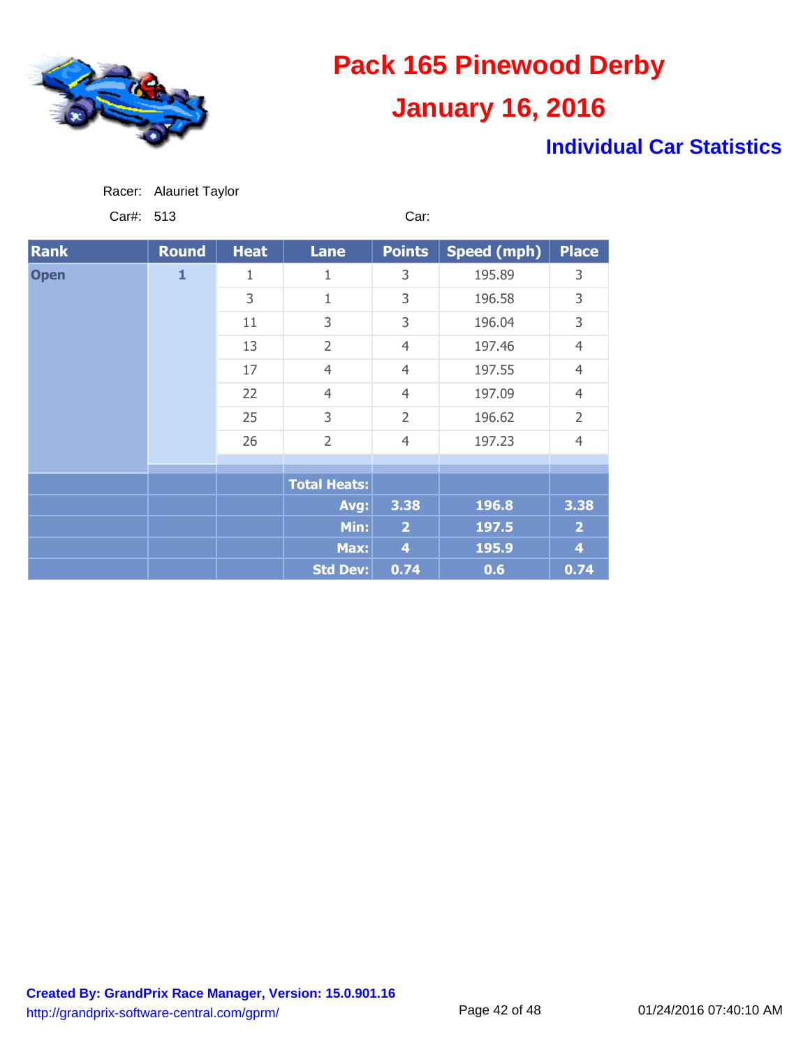# Pack 165 Pinewood Derby

## January 16, 2016

### Individual Car Statistics

Racer: Alauriet Taylor

Car#: 513 Car:

| Rank | Round | Heat | Lane | Points | Speed (mph) | Place |
|---|---|---|---|---|---|---|
| Open | 1 | 1 | 1 | 3 | 195.89 | 3 |
| | | 3 | 1 | 3 | 196.58 | 3 |
| | | 11 | 3 | 3 | 196.04 | 3 |
| | | 13 | 2 | 4 | 197.46 | 4 |
| | | 17 | 4 | 4 | 197.55 | 4 |
| | | 22 | 4 | 4 | 197.09 | 4 |
| | | 25 | 3 | 2 | 196.62 | 2 |
| | | 26 | 2 | 4 | 197.23 | 4 |
| | | | Total Heats: | | | |
| | | | Avg: | 3.38 | 196.8 | 3.38 |
| | | | Min: | 2 | 197.5 | 2 |
| | | | Max: | 4 | 195.9 | 4 |
| | | | Std Dev: | 0.74 | 0.6 | 0.74 |

**Created By: GrandPrix Race Manager, Version: 15.0.901.16**
http://grandprix-software-central.com/gprm/

01/24/2016 07:40:10 AM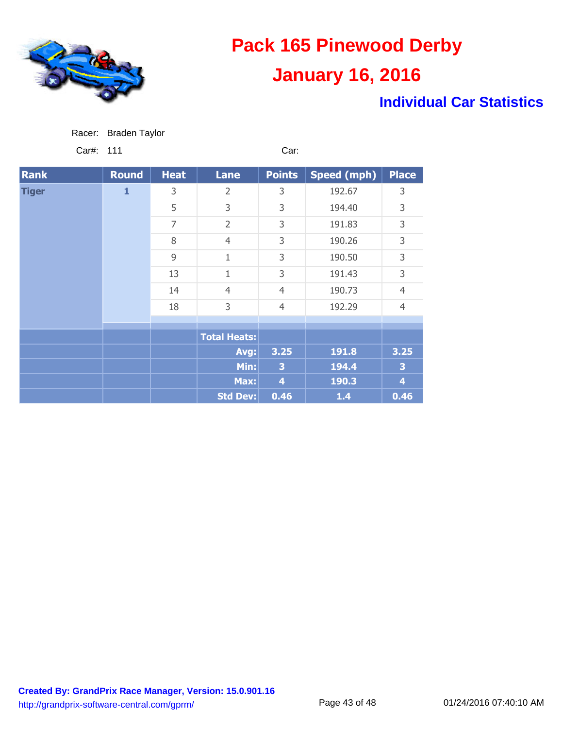# Pack 165 Pinewood Derby

## January 16, 2016

### Individual Car Statistics

Racer: Braden Taylor

Car#: 111 Car:

| Rank | Round | Heat | Lane | Points | Speed (mph) | Place |
|---|---|---|---|---|---|---|
| Tiger | 1 | 3 | 2 | 3 | 192.67 | 3 |
| | | 5 | 3 | 3 | 194.40 | 3 |
| | | 7 | 2 | 3 | 191.83 | 3 |
| | | 8 | 4 | 3 | 190.26 | 3 |
| | | 9 | 1 | 3 | 190.50 | 3 |
| | | 13 | 1 | 3 | 191.43 | 3 |
| | | 14 | 4 | 4 | 190.73 | 4 |
| | | 18 | 3 | 4 | 192.29 | 4 |
| | | | **Total Heats:** | | | |
| | | | **Avg:** | **3.25** | **191.8** | **3.25** |
| | | | **Min:** | **3** | **194.4** | **3** |
| | | | **Max:** | **4** | **190.3** | **4** |
| | | | **Std Dev:** | **0.46** | **1.4** | **0.46** |

**Created By: GrandPrix Race Manager, Version: 15.0.901.16**
http://grandprix-software-central.com/gprm/

01/24/2016 07:40:10 AM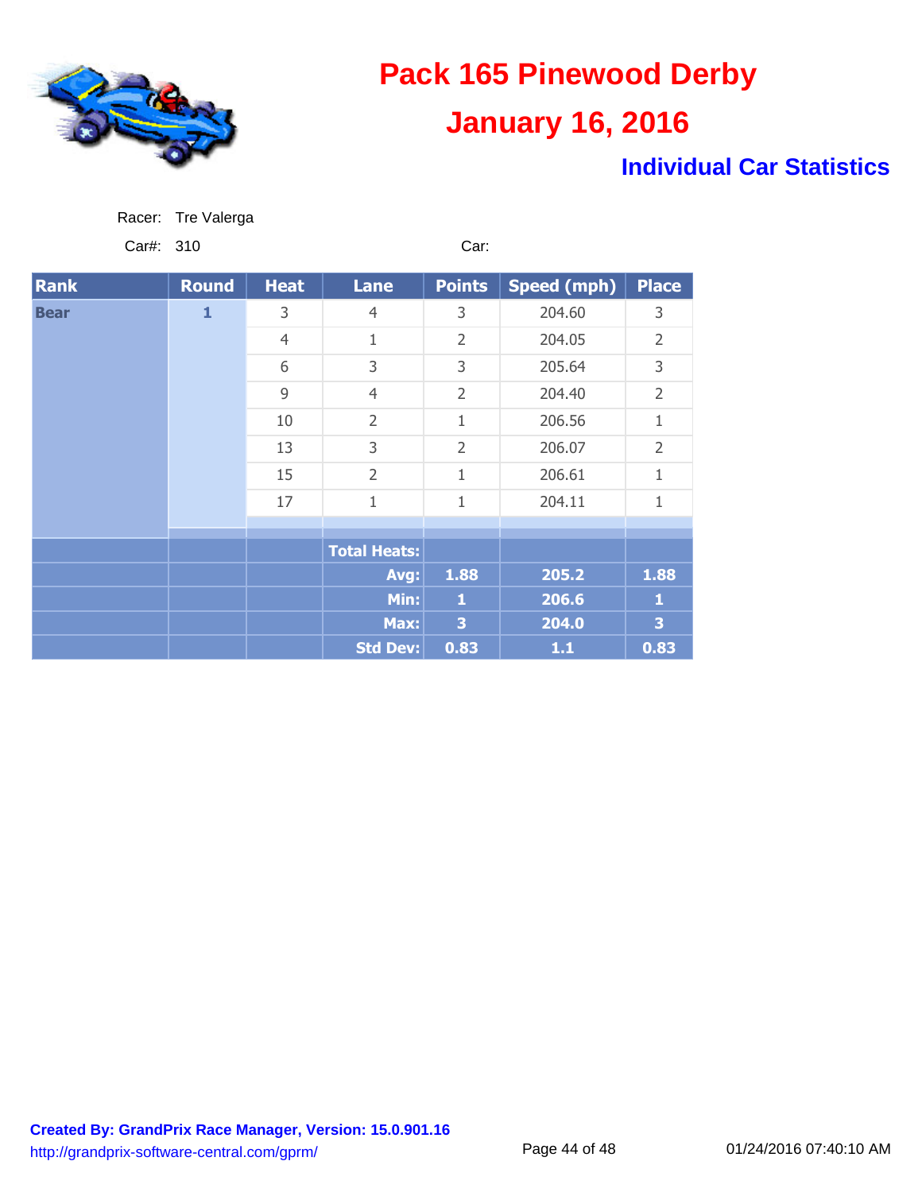# Pack 165 Pinewood Derby

## January 16, 2016

### Individual Car Statistics

Racer: Tre Valerga

Car#: 310 Car:

| Rank | Round | Heat | Lane | Points | Speed (mph) | Place |
|---|---|---|---|---|---|---|
| Bear | 1 | 3 | 4 | 3 | 204.60 | 3 |
| | | 4 | 1 | 2 | 204.05 | 2 |
| | | 6 | 3 | 3 | 205.64 | 3 |
| | | 9 | 4 | 2 | 204.40 | 2 |
| | | 10 | 2 | 1 | 206.56 | 1 |
| | | 13 | 3 | 2 | 206.07 | 2 |
| | | 15 | 2 | 1 | 206.61 | 1 |
| | | 17 | 1 | 1 | 204.11 | 1 |
| | | | Total Heats: | | | |
| | | | Avg: | 1.88 | 205.2 | 1.88 |
| | | | Min: | 1 | 206.6 | 1 |
| | | | Max: | 3 | 204.0 | 3 |
| | | | Std Dev: | 0.83 | 1.1 | 0.83 |

**Created By: GrandPrix Race Manager, Version: 15.0.901.16**

http://grandprix-software-central.com/gprm/

01/24/2016 07:40:10 AM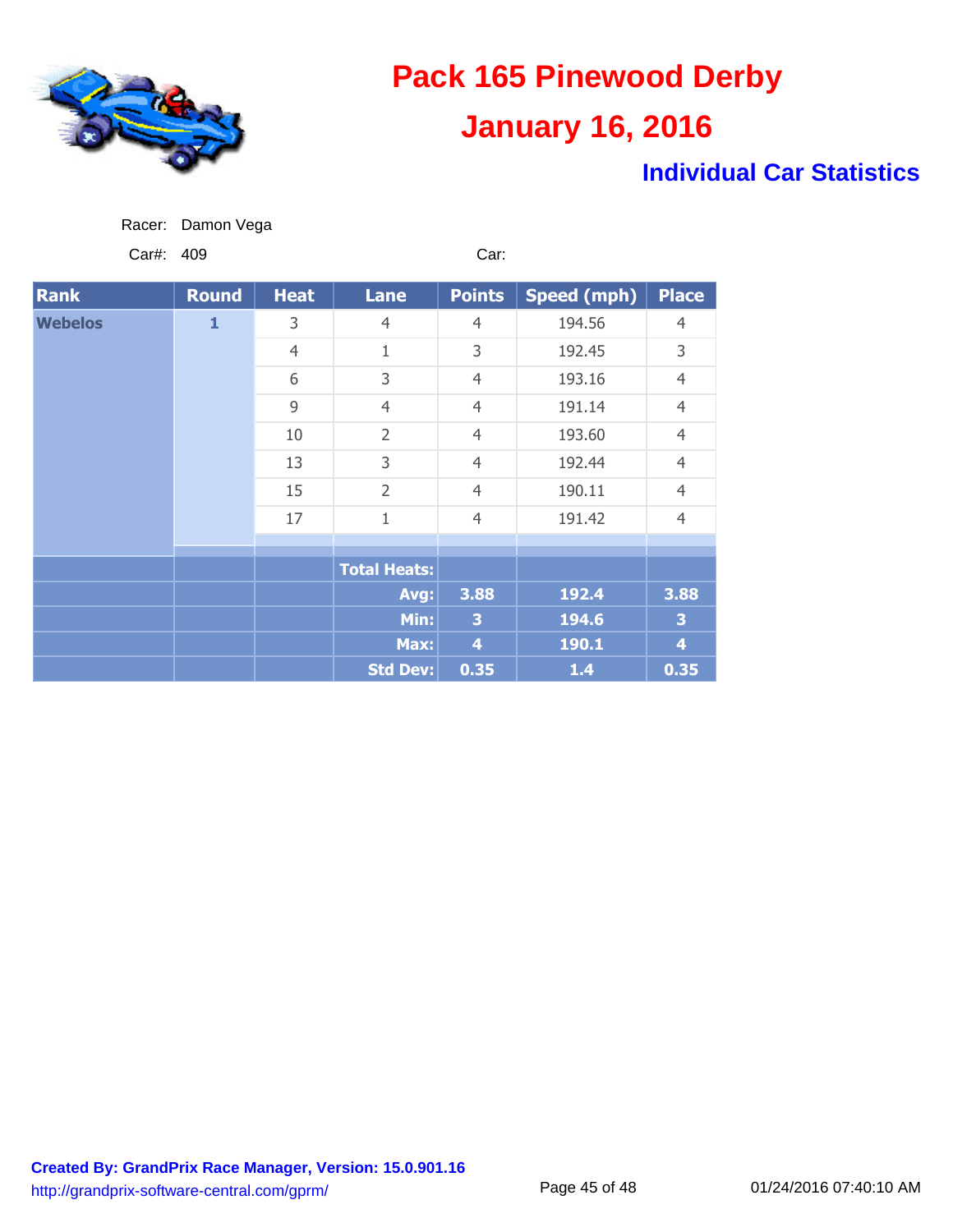# Pack 165 Pinewood Derby

## January 16, 2016

### Individual Car Statistics

Racer: Damon Vega

Car#: 409 Car:

| Rank | Round | Heat | Lane | Points | Speed (mph) | Place |
|---|---|---|---|---|---|---|
| Webelos | 1 | 3 | 4 | 4 | 194.56 | 4 |
| | | 4 | 1 | 3 | 192.45 | 3 |
| | | 6 | 3 | 4 | 193.16 | 4 |
| | | 9 | 4 | 4 | 191.14 | 4 |
| | | 10 | 2 | 4 | 193.60 | 4 |
| | | 13 | 3 | 4 | 192.44 | 4 |
| | | 15 | 2 | 4 | 190.11 | 4 |
| | | 17 | 1 | 4 | 191.42 | 4 |
| | | | **Total Heats:** | | | |
| | | | **Avg:** | **3.88** | **192.4** | **3.88** |
| | | | **Min:** | **3** | **194.6** | **3** |
| | | | **Max:** | **4** | **190.1** | **4** |
| | | | **Std Dev:** | **0.35** | **1.4** | **0.35** |

**Created By: GrandPrix Race Manager, Version: 15.0.901.16**
http://grandprix-software-central.com/gprm/

01/24/2016 07:40:10 AM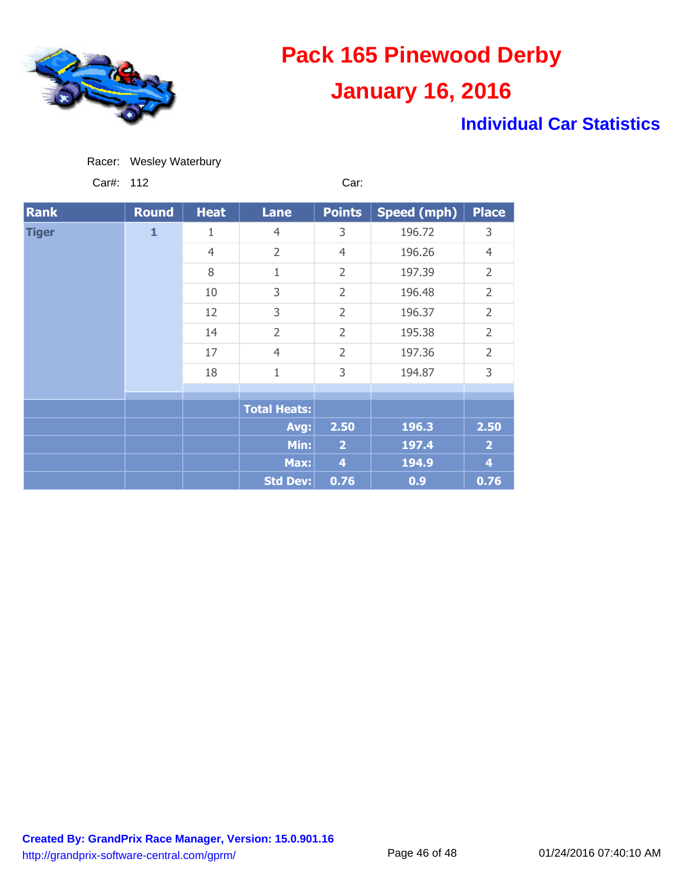# Pack 165 Pinewood Derby

## January 16, 2016

### Individual Car Statistics

Racer: Wesley Waterbury

Car#: 112 Car:

| Rank | Round | Heat | Lane | Points | Speed (mph) | Place |
|---|---|---|---|---|---|---|
| Tiger | 1 | 1 | 4 | 3 | 196.72 | 3 |
| | | 4 | 2 | 4 | 196.26 | 4 |
| | | 8 | 1 | 2 | 197.39 | 2 |
| | | 10 | 3 | 2 | 196.48 | 2 |
| | | 12 | 3 | 2 | 196.37 | 2 |
| | | 14 | 2 | 2 | 195.38 | 2 |
| | | 17 | 4 | 2 | 197.36 | 2 |
| | | 18 | 1 | 3 | 194.87 | 3 |
| | | | Total Heats: | | | |
| | | | Avg: | 2.50 | 196.3 | 2.50 |
| | | | Min: | 2 | 197.4 | 2 |
| | | | Max: | 4 | 194.9 | 4 |
| | | | Std Dev: | 0.76 | 0.9 | 0.76 |

**Created By: GrandPrix Race Manager, Version: 15.0.901.16**
http://grandprix-software-central.com/gprm/

01/24/2016 07:40:10 AM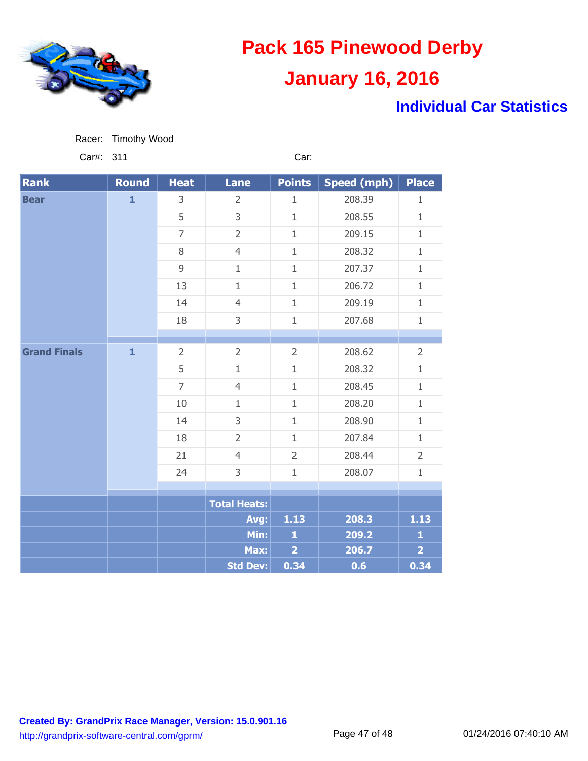# Pack 165 Pinewood Derby

# January 16, 2016

## Individual Car Statistics

Racer: Timothy Wood

Car#: 311

Car:

| Rank | Round | Heat | Lane | Points | Speed (mph) | Place |
|---|---|---|---|---|---|---|
| Bear | 1 | 3 | 2 | 1 | 208.39 | 1 |
| | | 5 | 3 | 1 | 208.55 | 1 |
| | | 7 | 2 | 1 | 209.15 | 1 |
| | | 8 | 4 | 1 | 208.32 | 1 |
| | | 9 | 1 | 1 | 207.37 | 1 |
| | | 13 | 1 | 1 | 206.72 | 1 |
| | | 14 | 4 | 1 | 209.19 | 1 |
| | | 18 | 3 | 1 | 207.68 | 1 |
| Grand Finals | 1 | 2 | 2 | 2 | 208.62 | 2 |
| | | 5 | 1 | 1 | 208.32 | 1 |
| | | 7 | 4 | 1 | 208.45 | 1 |
| | | 10 | 1 | 1 | 208.20 | 1 |
| | | 14 | 3 | 1 | 208.90 | 1 |
| | | 18 | 2 | 1 | 207.84 | 1 |
| | | 21 | 4 | 2 | 208.44 | 2 |
| | | 24 | 3 | 1 | 208.07 | 1 |
| | | | Total Heats: | | | |
| | | | Avg: | 1.13 | 208.3 | 1.13 |
| | | | Min: | 1 | 209.2 | 1 |
| | | | Max: | 2 | 206.7 | 2 |
| | | | Std Dev: | 0.34 | 0.6 | 0.34 |

**Created By: GrandPrix Race Manager, Version: 15.0.901.16**

http://grandprix-software-central.com/gprm/

01/24/2016 07:40:10 AM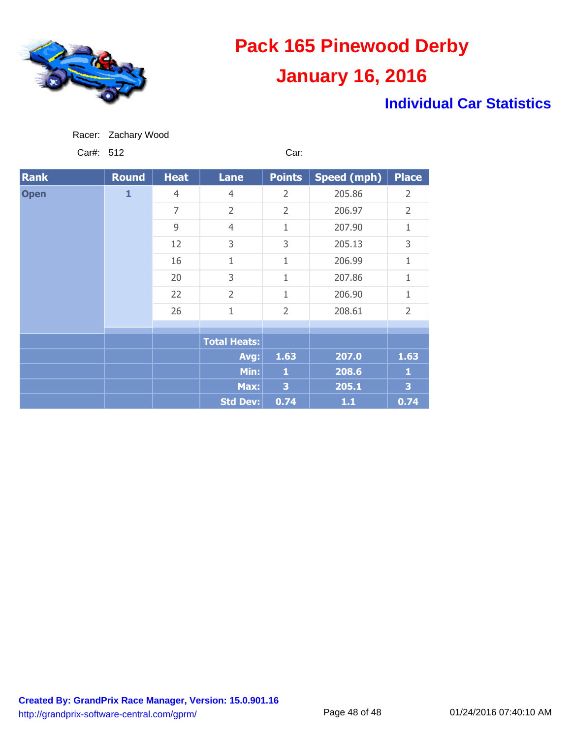# Pack 165 Pinewood Derby

## January 16, 2016

### Individual Car Statistics

Racer: Zachary Wood

Car#: 512 Car:

| Rank | Round | Heat | Lane | Points | Speed (mph) | Place |
|---|---|---|---|---|---|---|
| Open | 1 | 4 | 4 | 2 | 205.86 | 2 |
| | | 7 | 2 | 2 | 206.97 | 2 |
| | | 9 | 4 | 1 | 207.90 | 1 |
| | | 12 | 3 | 3 | 205.13 | 3 |
| | | 16 | 1 | 1 | 206.99 | 1 |
| | | 20 | 3 | 1 | 207.86 | 1 |
| | | 22 | 2 | 1 | 206.90 | 1 |
| | | 26 | 1 | 2 | 208.61 | 2 |
| | | | **Total Heats:** | | | |
| | | | **Avg:** | **1.63** | **207.0** | **1.63** |
| | | | **Min:** | **1** | **208.6** | **1** |
| | | | **Max:** | **3** | **205.1** | **3** |
| | | | **Std Dev:** | **0.74** | **1.1** | **0.74** |

**Created By: GrandPrix Race Manager, Version: 15.0.901.16**
http://grandprix-software-central.com/gprm/

01/24/2016 07:40:10 AM